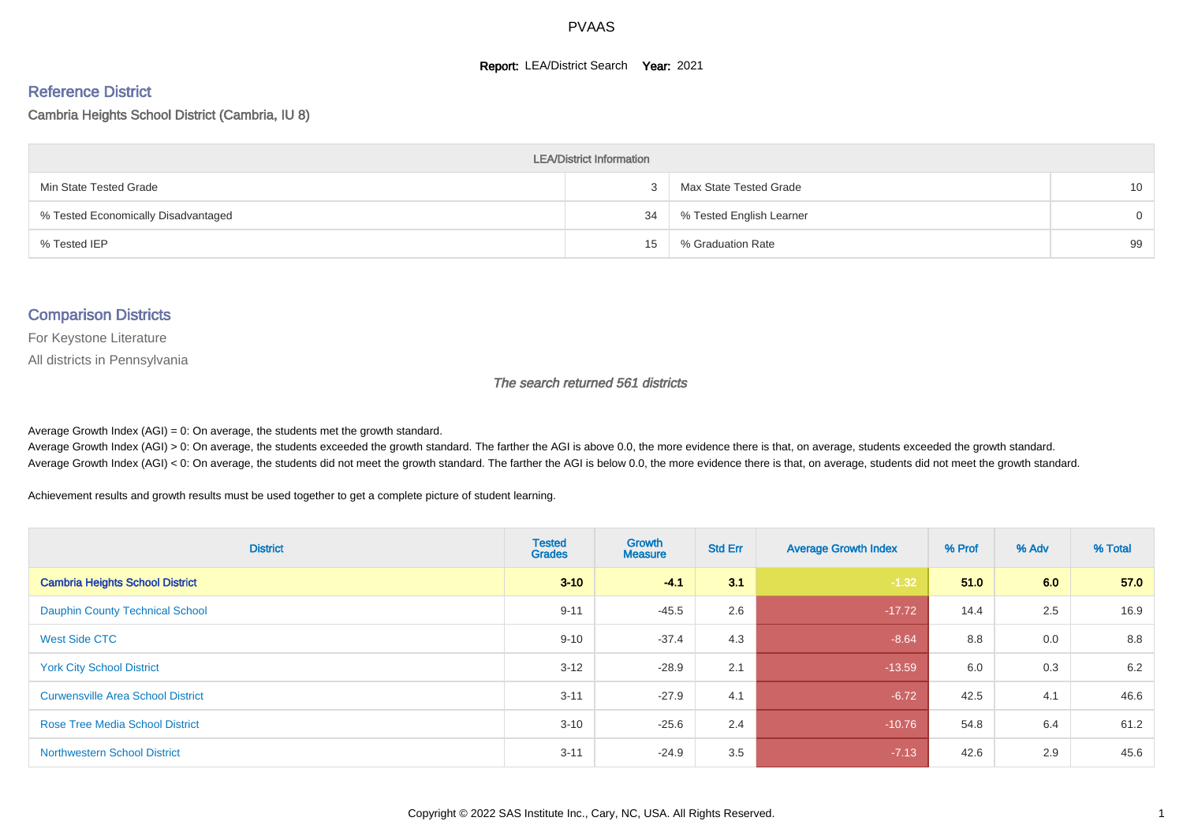PVAAS

**Report:** LEA/District Search **Year:** 2021

## Reference District

Cambria Heights School District (Cambria, IU 8)

| LEA/District Information | | | |
|---|---|---|---|
| Min State Tested Grade | 3 | Max State Tested Grade | 10 |
| % Tested Economically Disadvantaged | 34 | % Tested English Learner | 0 |
| % Tested IEP | 15 | % Graduation Rate | 99 |

## Comparison Districts

For Keystone Literature

All districts in Pennsylvania

*The search returned 561 districts*

Average Growth Index (AGI) = 0: On average, the students met the growth standard.

Average Growth Index (AGI) > 0: On average, the students exceeded the growth standard. The farther the AGI is above 0.0, the more evidence there is that, on average, students exceeded the growth standard.

Average Growth Index (AGI) < 0: On average, the students did not meet the growth standard. The farther the AGI is below 0.0, the more evidence there is that, on average, students did not meet the growth standard.

Achievement results and growth results must be used together to get a complete picture of student learning.

| District | Tested Grades | Growth Measure | Std Err | Average Growth Index | % Prof | % Adv | % Total |
|---|---|---|---|---|---|---|---|
| **Cambria Heights School District** | **3-10** | **-4.1** | **3.1** | **-1.32** | **51.0** | **6.0** | **57.0** |
| Dauphin County Technical School | 9-11 | -45.5 | 2.6 | -17.72 | 14.4 | 2.5 | 16.9 |
| West Side CTC | 9-10 | -37.4 | 4.3 | -8.64 | 8.8 | 0.0 | 8.8 |
| York City School District | 3-12 | -28.9 | 2.1 | -13.59 | 6.0 | 0.3 | 6.2 |
| Curwensville Area School District | 3-11 | -27.9 | 4.1 | -6.72 | 42.5 | 4.1 | 46.6 |
| Rose Tree Media School District | 3-10 | -25.6 | 2.4 | -10.76 | 54.8 | 6.4 | 61.2 |
| Northwestern School District | 3-11 | -24.9 | 3.5 | -7.13 | 42.6 | 2.9 | 45.6 |

Copyright © 2022 SAS Institute Inc., Cary, NC, USA. All Rights Reserved.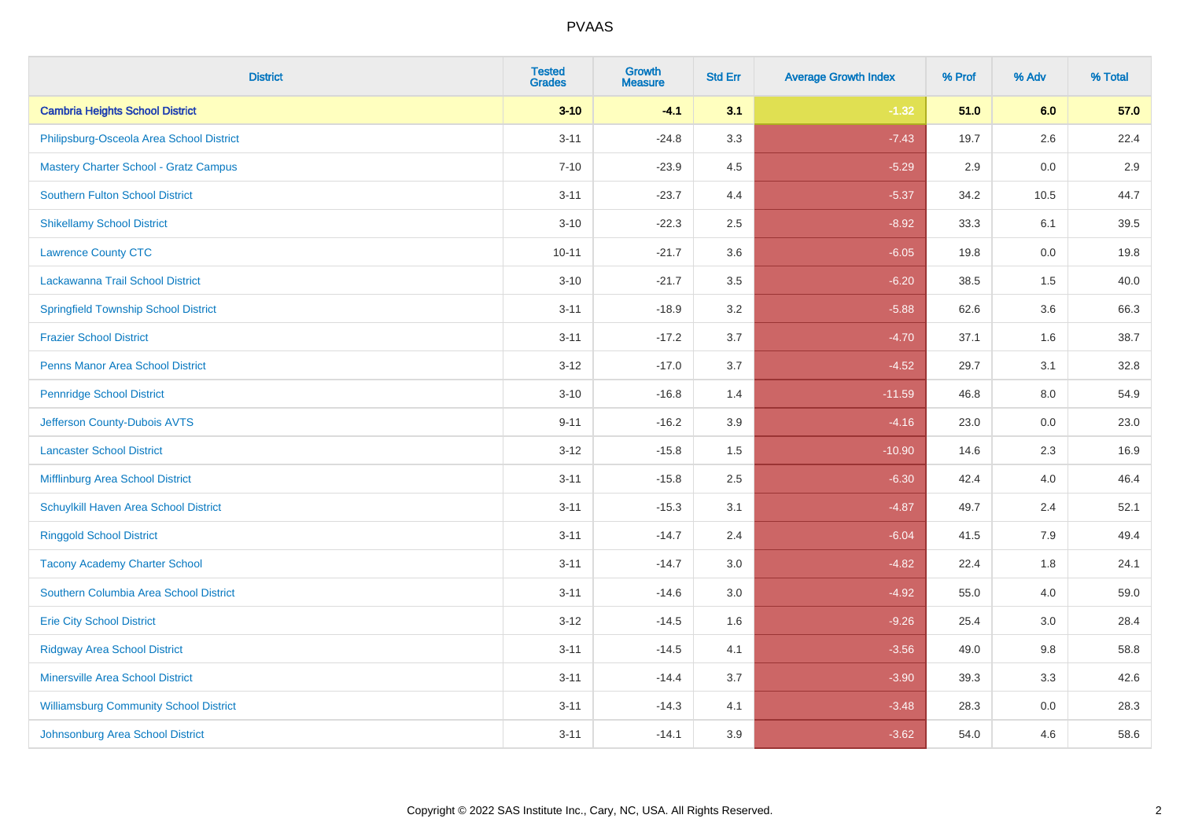# PVAAS

| District | Tested Grades | Growth Measure | Std Err | Average Growth Index | % Prof | % Adv | % Total |
|---|---|---|---|---|---|---|---|
| **Cambria Heights School District** | **3-10** | **-4.1** | **3.1** | **-1.32** | **51.0** | **6.0** | **57.0** |
| Philipsburg-Osceola Area School District | 3-11 | -24.8 | 3.3 | -7.43 | 19.7 | 2.6 | 22.4 |
| Mastery Charter School - Gratz Campus | 7-10 | -23.9 | 4.5 | -5.29 | 2.9 | 0.0 | 2.9 |
| Southern Fulton School District | 3-11 | -23.7 | 4.4 | -5.37 | 34.2 | 10.5 | 44.7 |
| Shikellamy School District | 3-10 | -22.3 | 2.5 | -8.92 | 33.3 | 6.1 | 39.5 |
| Lawrence County CTC | 10-11 | -21.7 | 3.6 | -6.05 | 19.8 | 0.0 | 19.8 |
| Lackawanna Trail School District | 3-10 | -21.7 | 3.5 | -6.20 | 38.5 | 1.5 | 40.0 |
| Springfield Township School District | 3-11 | -18.9 | 3.2 | -5.88 | 62.6 | 3.6 | 66.3 |
| Frazier School District | 3-11 | -17.2 | 3.7 | -4.70 | 37.1 | 1.6 | 38.7 |
| Penns Manor Area School District | 3-12 | -17.0 | 3.7 | -4.52 | 29.7 | 3.1 | 32.8 |
| Pennridge School District | 3-10 | -16.8 | 1.4 | -11.59 | 46.8 | 8.0 | 54.9 |
| Jefferson County-Dubois AVTS | 9-11 | -16.2 | 3.9 | -4.16 | 23.0 | 0.0 | 23.0 |
| Lancaster School District | 3-12 | -15.8 | 1.5 | -10.90 | 14.6 | 2.3 | 16.9 |
| Mifflinburg Area School District | 3-11 | -15.8 | 2.5 | -6.30 | 42.4 | 4.0 | 46.4 |
| Schuylkill Haven Area School District | 3-11 | -15.3 | 3.1 | -4.87 | 49.7 | 2.4 | 52.1 |
| Ringgold School District | 3-11 | -14.7 | 2.4 | -6.04 | 41.5 | 7.9 | 49.4 |
| Tacony Academy Charter School | 3-11 | -14.7 | 3.0 | -4.82 | 22.4 | 1.8 | 24.1 |
| Southern Columbia Area School District | 3-11 | -14.6 | 3.0 | -4.92 | 55.0 | 4.0 | 59.0 |
| Erie City School District | 3-12 | -14.5 | 1.6 | -9.26 | 25.4 | 3.0 | 28.4 |
| Ridgway Area School District | 3-11 | -14.5 | 4.1 | -3.56 | 49.0 | 9.8 | 58.8 |
| Minersville Area School District | 3-11 | -14.4 | 3.7 | -3.90 | 39.3 | 3.3 | 42.6 |
| Williamsburg Community School District | 3-11 | -14.3 | 4.1 | -3.48 | 28.3 | 0.0 | 28.3 |
| Johnsonburg Area School District | 3-11 | -14.1 | 3.9 | -3.62 | 54.0 | 4.6 | 58.6 |

Copyright © 2022 SAS Institute Inc., Cary, NC, USA. All Rights Reserved.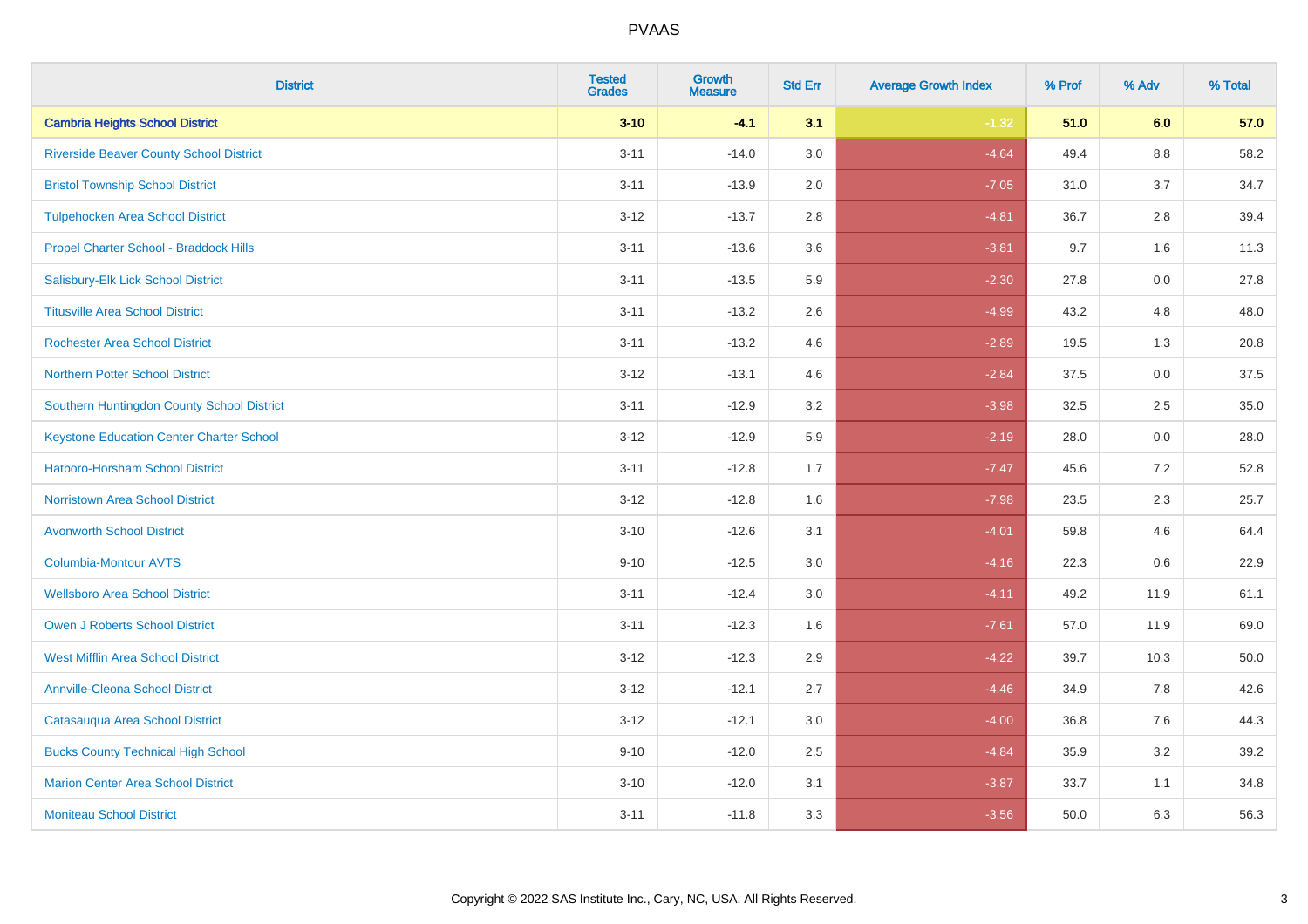PVAAS

| District | Tested Grades | Growth Measure | Std Err | Average Growth Index | % Prof | % Adv | % Total |
|---|---|---|---|---|---|---|---|
| **Cambria Heights School District** | **3-10** | **-4.1** | **3.1** | **-1.32** | **51.0** | **6.0** | **57.0** |
| Riverside Beaver County School District | 3-11 | -14.0 | 3.0 | -4.64 | 49.4 | 8.8 | 58.2 |
| Bristol Township School District | 3-11 | -13.9 | 2.0 | -7.05 | 31.0 | 3.7 | 34.7 |
| Tulpehocken Area School District | 3-12 | -13.7 | 2.8 | -4.81 | 36.7 | 2.8 | 39.4 |
| Propel Charter School - Braddock Hills | 3-11 | -13.6 | 3.6 | -3.81 | 9.7 | 1.6 | 11.3 |
| Salisbury-Elk Lick School District | 3-11 | -13.5 | 5.9 | -2.30 | 27.8 | 0.0 | 27.8 |
| Titusville Area School District | 3-11 | -13.2 | 2.6 | -4.99 | 43.2 | 4.8 | 48.0 |
| Rochester Area School District | 3-11 | -13.2 | 4.6 | -2.89 | 19.5 | 1.3 | 20.8 |
| Northern Potter School District | 3-12 | -13.1 | 4.6 | -2.84 | 37.5 | 0.0 | 37.5 |
| Southern Huntingdon County School District | 3-11 | -12.9 | 3.2 | -3.98 | 32.5 | 2.5 | 35.0 |
| Keystone Education Center Charter School | 3-12 | -12.9 | 5.9 | -2.19 | 28.0 | 0.0 | 28.0 |
| Hatboro-Horsham School District | 3-11 | -12.8 | 1.7 | -7.47 | 45.6 | 7.2 | 52.8 |
| Norristown Area School District | 3-12 | -12.8 | 1.6 | -7.98 | 23.5 | 2.3 | 25.7 |
| Avonworth School District | 3-10 | -12.6 | 3.1 | -4.01 | 59.8 | 4.6 | 64.4 |
| Columbia-Montour AVTS | 9-10 | -12.5 | 3.0 | -4.16 | 22.3 | 0.6 | 22.9 |
| Wellsboro Area School District | 3-11 | -12.4 | 3.0 | -4.11 | 49.2 | 11.9 | 61.1 |
| Owen J Roberts School District | 3-11 | -12.3 | 1.6 | -7.61 | 57.0 | 11.9 | 69.0 |
| West Mifflin Area School District | 3-12 | -12.3 | 2.9 | -4.22 | 39.7 | 10.3 | 50.0 |
| Annville-Cleona School District | 3-12 | -12.1 | 2.7 | -4.46 | 34.9 | 7.8 | 42.6 |
| Catasauqua Area School District | 3-12 | -12.1 | 3.0 | -4.00 | 36.8 | 7.6 | 44.3 |
| Bucks County Technical High School | 9-10 | -12.0 | 2.5 | -4.84 | 35.9 | 3.2 | 39.2 |
| Marion Center Area School District | 3-10 | -12.0 | 3.1 | -3.87 | 33.7 | 1.1 | 34.8 |
| Moniteau School District | 3-11 | -11.8 | 3.3 | -3.56 | 50.0 | 6.3 | 56.3 |

Copyright © 2022 SAS Institute Inc., Cary, NC, USA. All Rights Reserved.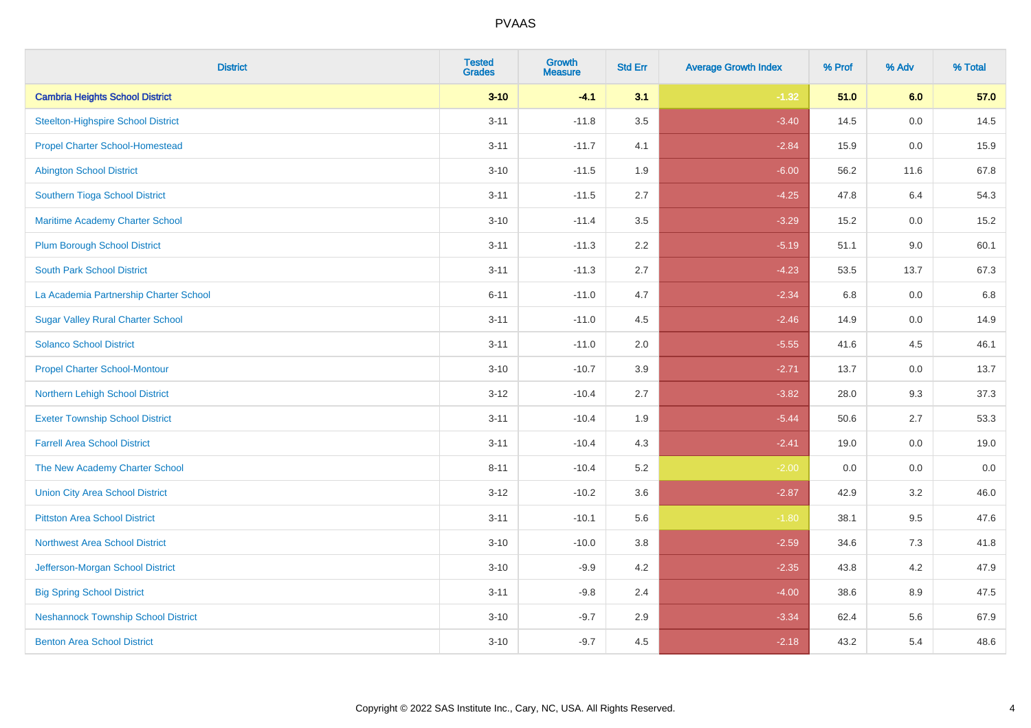| District | Tested Grades | Growth Measure | Std Err | Average Growth Index | % Prof | % Adv | % Total |
|---|---|---|---|---|---|---|---|
| **Cambria Heights School District** | **3-10** | **-4.1** | **3.1** | **-1.32** | **51.0** | **6.0** | **57.0** |
| Steelton-Highspire School District | 3-11 | -11.8 | 3.5 | -3.40 | 14.5 | 0.0 | 14.5 |
| Propel Charter School-Homestead | 3-11 | -11.7 | 4.1 | -2.84 | 15.9 | 0.0 | 15.9 |
| Abington School District | 3-10 | -11.5 | 1.9 | -6.00 | 56.2 | 11.6 | 67.8 |
| Southern Tioga School District | 3-11 | -11.5 | 2.7 | -4.25 | 47.8 | 6.4 | 54.3 |
| Maritime Academy Charter School | 3-10 | -11.4 | 3.5 | -3.29 | 15.2 | 0.0 | 15.2 |
| Plum Borough School District | 3-11 | -11.3 | 2.2 | -5.19 | 51.1 | 9.0 | 60.1 |
| South Park School District | 3-11 | -11.3 | 2.7 | -4.23 | 53.5 | 13.7 | 67.3 |
| La Academia Partnership Charter School | 6-11 | -11.0 | 4.7 | -2.34 | 6.8 | 0.0 | 6.8 |
| Sugar Valley Rural Charter School | 3-11 | -11.0 | 4.5 | -2.46 | 14.9 | 0.0 | 14.9 |
| Solanco School District | 3-11 | -11.0 | 2.0 | -5.55 | 41.6 | 4.5 | 46.1 |
| Propel Charter School-Montour | 3-10 | -10.7 | 3.9 | -2.71 | 13.7 | 0.0 | 13.7 |
| Northern Lehigh School District | 3-12 | -10.4 | 2.7 | -3.82 | 28.0 | 9.3 | 37.3 |
| Exeter Township School District | 3-11 | -10.4 | 1.9 | -5.44 | 50.6 | 2.7 | 53.3 |
| Farrell Area School District | 3-11 | -10.4 | 4.3 | -2.41 | 19.0 | 0.0 | 19.0 |
| The New Academy Charter School | 8-11 | -10.4 | 5.2 | -2.00 | 0.0 | 0.0 | 0.0 |
| Union City Area School District | 3-12 | -10.2 | 3.6 | -2.87 | 42.9 | 3.2 | 46.0 |
| Pittston Area School District | 3-11 | -10.1 | 5.6 | -1.80 | 38.1 | 9.5 | 47.6 |
| Northwest Area School District | 3-10 | -10.0 | 3.8 | -2.59 | 34.6 | 7.3 | 41.8 |
| Jefferson-Morgan School District | 3-10 | -9.9 | 4.2 | -2.35 | 43.8 | 4.2 | 47.9 |
| Big Spring School District | 3-11 | -9.8 | 2.4 | -4.00 | 38.6 | 8.9 | 47.5 |
| Neshannock Township School District | 3-10 | -9.7 | 2.9 | -3.34 | 62.4 | 5.6 | 67.9 |
| Benton Area School District | 3-10 | -9.7 | 4.5 | -2.18 | 43.2 | 5.4 | 48.6 |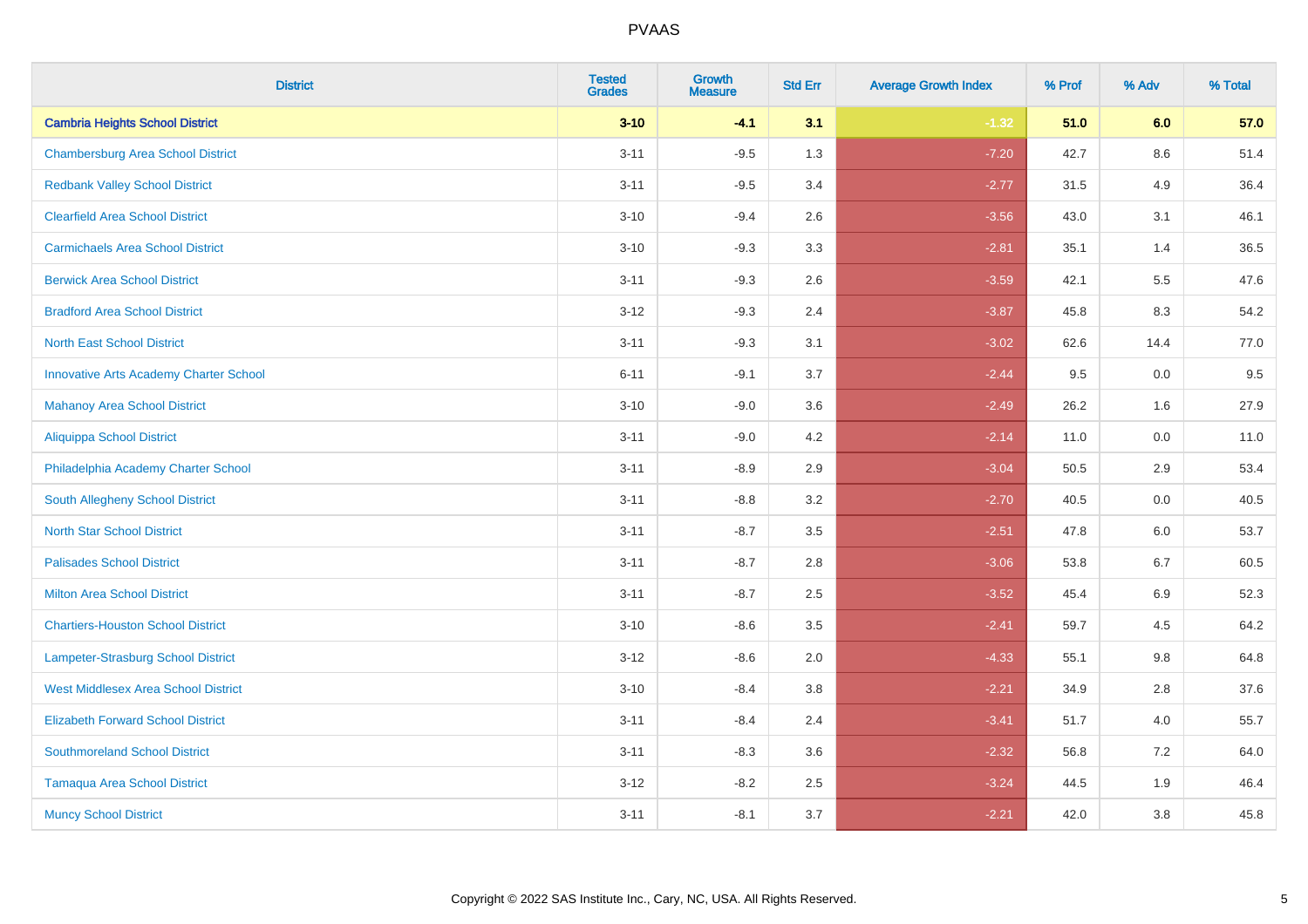# PVAAS

| District | Tested Grades | Growth Measure | Std Err | Average Growth Index | % Prof | % Adv | % Total |
|---|---|---|---|---|---|---|---|
| **Cambria Heights School District** | **3-10** | **-4.1** | **3.1** | **-1.32** | **51.0** | **6.0** | **57.0** |
| Chambersburg Area School District | 3-11 | -9.5 | 1.3 | -7.20 | 42.7 | 8.6 | 51.4 |
| Redbank Valley School District | 3-11 | -9.5 | 3.4 | -2.77 | 31.5 | 4.9 | 36.4 |
| Clearfield Area School District | 3-10 | -9.4 | 2.6 | -3.56 | 43.0 | 3.1 | 46.1 |
| Carmichaels Area School District | 3-10 | -9.3 | 3.3 | -2.81 | 35.1 | 1.4 | 36.5 |
| Berwick Area School District | 3-11 | -9.3 | 2.6 | -3.59 | 42.1 | 5.5 | 47.6 |
| Bradford Area School District | 3-12 | -9.3 | 2.4 | -3.87 | 45.8 | 8.3 | 54.2 |
| North East School District | 3-11 | -9.3 | 3.1 | -3.02 | 62.6 | 14.4 | 77.0 |
| Innovative Arts Academy Charter School | 6-11 | -9.1 | 3.7 | -2.44 | 9.5 | 0.0 | 9.5 |
| Mahanoy Area School District | 3-10 | -9.0 | 3.6 | -2.49 | 26.2 | 1.6 | 27.9 |
| Aliquippa School District | 3-11 | -9.0 | 4.2 | -2.14 | 11.0 | 0.0 | 11.0 |
| Philadelphia Academy Charter School | 3-11 | -8.9 | 2.9 | -3.04 | 50.5 | 2.9 | 53.4 |
| South Allegheny School District | 3-11 | -8.8 | 3.2 | -2.70 | 40.5 | 0.0 | 40.5 |
| North Star School District | 3-11 | -8.7 | 3.5 | -2.51 | 47.8 | 6.0 | 53.7 |
| Palisades School District | 3-11 | -8.7 | 2.8 | -3.06 | 53.8 | 6.7 | 60.5 |
| Milton Area School District | 3-11 | -8.7 | 2.5 | -3.52 | 45.4 | 6.9 | 52.3 |
| Chartiers-Houston School District | 3-10 | -8.6 | 3.5 | -2.41 | 59.7 | 4.5 | 64.2 |
| Lampeter-Strasburg School District | 3-12 | -8.6 | 2.0 | -4.33 | 55.1 | 9.8 | 64.8 |
| West Middlesex Area School District | 3-10 | -8.4 | 3.8 | -2.21 | 34.9 | 2.8 | 37.6 |
| Elizabeth Forward School District | 3-11 | -8.4 | 2.4 | -3.41 | 51.7 | 4.0 | 55.7 |
| Southmoreland School District | 3-11 | -8.3 | 3.6 | -2.32 | 56.8 | 7.2 | 64.0 |
| Tamaqua Area School District | 3-12 | -8.2 | 2.5 | -3.24 | 44.5 | 1.9 | 46.4 |
| Muncy School District | 3-11 | -8.1 | 3.7 | -2.21 | 42.0 | 3.8 | 45.8 |

Copyright © 2022 SAS Institute Inc., Cary, NC, USA. All Rights Reserved.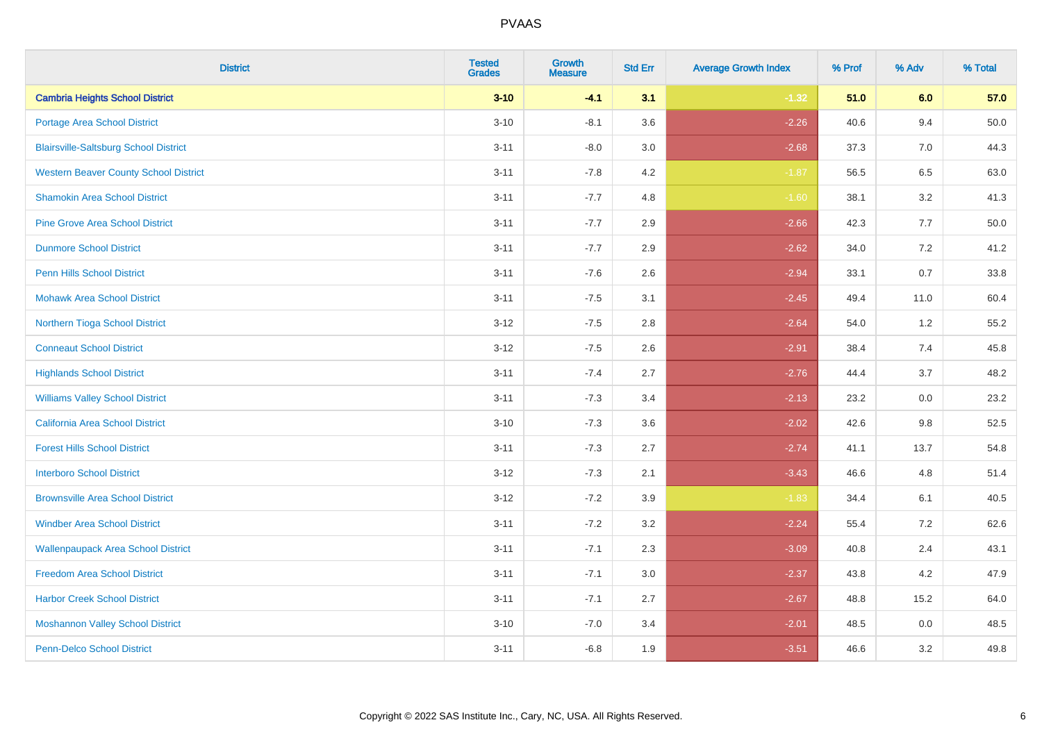# PVAAS

| District | Tested Grades | Growth Measure | Std Err | Average Growth Index | % Prof | % Adv | % Total |
|---|---|---|---|---|---|---|---|
| **Cambria Heights School District** | **3-10** | **-4.1** | **3.1** | **-1.32** | **51.0** | **6.0** | **57.0** |
| Portage Area School District | 3-10 | -8.1 | 3.6 | -2.26 | 40.6 | 9.4 | 50.0 |
| Blairsville-Saltsburg School District | 3-11 | -8.0 | 3.0 | -2.68 | 37.3 | 7.0 | 44.3 |
| Western Beaver County School District | 3-11 | -7.8 | 4.2 | -1.87 | 56.5 | 6.5 | 63.0 |
| Shamokin Area School District | 3-11 | -7.7 | 4.8 | -1.60 | 38.1 | 3.2 | 41.3 |
| Pine Grove Area School District | 3-11 | -7.7 | 2.9 | -2.66 | 42.3 | 7.7 | 50.0 |
| Dunmore School District | 3-11 | -7.7 | 2.9 | -2.62 | 34.0 | 7.2 | 41.2 |
| Penn Hills School District | 3-11 | -7.6 | 2.6 | -2.94 | 33.1 | 0.7 | 33.8 |
| Mohawk Area School District | 3-11 | -7.5 | 3.1 | -2.45 | 49.4 | 11.0 | 60.4 |
| Northern Tioga School District | 3-12 | -7.5 | 2.8 | -2.64 | 54.0 | 1.2 | 55.2 |
| Conneaut School District | 3-12 | -7.5 | 2.6 | -2.91 | 38.4 | 7.4 | 45.8 |
| Highlands School District | 3-11 | -7.4 | 2.7 | -2.76 | 44.4 | 3.7 | 48.2 |
| Williams Valley School District | 3-11 | -7.3 | 3.4 | -2.13 | 23.2 | 0.0 | 23.2 |
| California Area School District | 3-10 | -7.3 | 3.6 | -2.02 | 42.6 | 9.8 | 52.5 |
| Forest Hills School District | 3-11 | -7.3 | 2.7 | -2.74 | 41.1 | 13.7 | 54.8 |
| Interboro School District | 3-12 | -7.3 | 2.1 | -3.43 | 46.6 | 4.8 | 51.4 |
| Brownsville Area School District | 3-12 | -7.2 | 3.9 | -1.83 | 34.4 | 6.1 | 40.5 |
| Windber Area School District | 3-11 | -7.2 | 3.2 | -2.24 | 55.4 | 7.2 | 62.6 |
| Wallenpaupack Area School District | 3-11 | -7.1 | 2.3 | -3.09 | 40.8 | 2.4 | 43.1 |
| Freedom Area School District | 3-11 | -7.1 | 3.0 | -2.37 | 43.8 | 4.2 | 47.9 |
| Harbor Creek School District | 3-11 | -7.1 | 2.7 | -2.67 | 48.8 | 15.2 | 64.0 |
| Moshannon Valley School District | 3-10 | -7.0 | 3.4 | -2.01 | 48.5 | 0.0 | 48.5 |
| Penn-Delco School District | 3-11 | -6.8 | 1.9 | -3.51 | 46.6 | 3.2 | 49.8 |

Copyright © 2022 SAS Institute Inc., Cary, NC, USA. All Rights Reserved.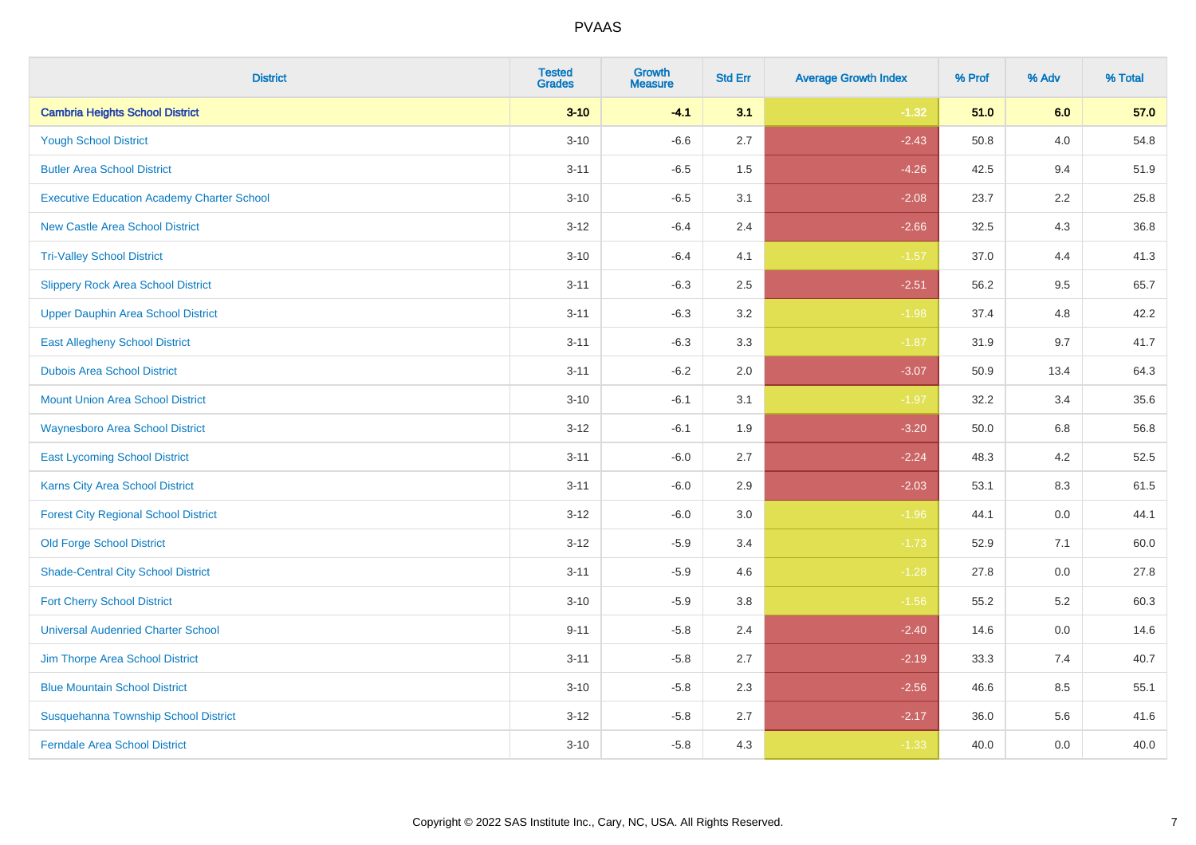| District | Tested Grades | Growth Measure | Std Err | Average Growth Index | % Prof | % Adv | % Total |
|---|---|---|---|---|---|---|---|
| **Cambria Heights School District** | **3-10** | **-4.1** | **3.1** | **-1.32** | **51.0** | **6.0** | **57.0** |
| Yough School District | 3-10 | -6.6 | 2.7 | -2.43 | 50.8 | 4.0 | 54.8 |
| Butler Area School District | 3-11 | -6.5 | 1.5 | -4.26 | 42.5 | 9.4 | 51.9 |
| Executive Education Academy Charter School | 3-10 | -6.5 | 3.1 | -2.08 | 23.7 | 2.2 | 25.8 |
| New Castle Area School District | 3-12 | -6.4 | 2.4 | -2.66 | 32.5 | 4.3 | 36.8 |
| Tri-Valley School District | 3-10 | -6.4 | 4.1 | -1.57 | 37.0 | 4.4 | 41.3 |
| Slippery Rock Area School District | 3-11 | -6.3 | 2.5 | -2.51 | 56.2 | 9.5 | 65.7 |
| Upper Dauphin Area School District | 3-11 | -6.3 | 3.2 | -1.98 | 37.4 | 4.8 | 42.2 |
| East Allegheny School District | 3-11 | -6.3 | 3.3 | -1.87 | 31.9 | 9.7 | 41.7 |
| Dubois Area School District | 3-11 | -6.2 | 2.0 | -3.07 | 50.9 | 13.4 | 64.3 |
| Mount Union Area School District | 3-10 | -6.1 | 3.1 | -1.97 | 32.2 | 3.4 | 35.6 |
| Waynesboro Area School District | 3-12 | -6.1 | 1.9 | -3.20 | 50.0 | 6.8 | 56.8 |
| East Lycoming School District | 3-11 | -6.0 | 2.7 | -2.24 | 48.3 | 4.2 | 52.5 |
| Karns City Area School District | 3-11 | -6.0 | 2.9 | -2.03 | 53.1 | 8.3 | 61.5 |
| Forest City Regional School District | 3-12 | -6.0 | 3.0 | -1.96 | 44.1 | 0.0 | 44.1 |
| Old Forge School District | 3-12 | -5.9 | 3.4 | -1.73 | 52.9 | 7.1 | 60.0 |
| Shade-Central City School District | 3-11 | -5.9 | 4.6 | -1.28 | 27.8 | 0.0 | 27.8 |
| Fort Cherry School District | 3-10 | -5.9 | 3.8 | -1.56 | 55.2 | 5.2 | 60.3 |
| Universal Audenried Charter School | 9-11 | -5.8 | 2.4 | -2.40 | 14.6 | 0.0 | 14.6 |
| Jim Thorpe Area School District | 3-11 | -5.8 | 2.7 | -2.19 | 33.3 | 7.4 | 40.7 |
| Blue Mountain School District | 3-10 | -5.8 | 2.3 | -2.56 | 46.6 | 8.5 | 55.1 |
| Susquehanna Township School District | 3-12 | -5.8 | 2.7 | -2.17 | 36.0 | 5.6 | 41.6 |
| Ferndale Area School District | 3-10 | -5.8 | 4.3 | -1.33 | 40.0 | 0.0 | 40.0 |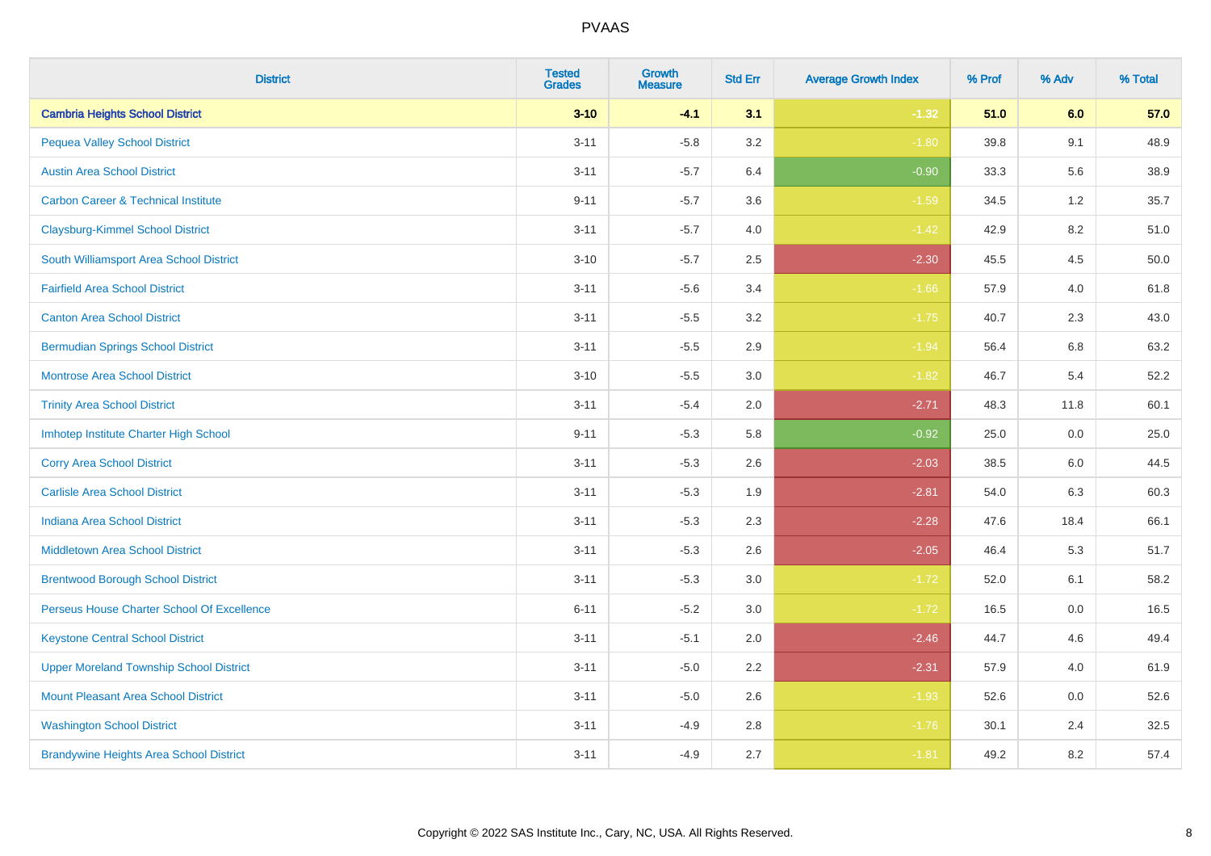# PVAAS

| District | Tested Grades | Growth Measure | Std Err | Average Growth Index | % Prof | % Adv | % Total |
|---|---|---|---|---|---|---|---|
| **Cambria Heights School District** | **3-10** | **-4.1** | **3.1** | **-1.32** | **51.0** | **6.0** | **57.0** |
| Pequea Valley School District | 3-11 | -5.8 | 3.2 | -1.80 | 39.8 | 9.1 | 48.9 |
| Austin Area School District | 3-11 | -5.7 | 6.4 | -0.90 | 33.3 | 5.6 | 38.9 |
| Carbon Career & Technical Institute | 9-11 | -5.7 | 3.6 | -1.59 | 34.5 | 1.2 | 35.7 |
| Claysburg-Kimmel School District | 3-11 | -5.7 | 4.0 | -1.42 | 42.9 | 8.2 | 51.0 |
| South Williamsport Area School District | 3-10 | -5.7 | 2.5 | -2.30 | 45.5 | 4.5 | 50.0 |
| Fairfield Area School District | 3-11 | -5.6 | 3.4 | -1.66 | 57.9 | 4.0 | 61.8 |
| Canton Area School District | 3-11 | -5.5 | 3.2 | -1.75 | 40.7 | 2.3 | 43.0 |
| Bermudian Springs School District | 3-11 | -5.5 | 2.9 | -1.94 | 56.4 | 6.8 | 63.2 |
| Montrose Area School District | 3-10 | -5.5 | 3.0 | -1.82 | 46.7 | 5.4 | 52.2 |
| Trinity Area School District | 3-11 | -5.4 | 2.0 | -2.71 | 48.3 | 11.8 | 60.1 |
| Imhotep Institute Charter High School | 9-11 | -5.3 | 5.8 | -0.92 | 25.0 | 0.0 | 25.0 |
| Corry Area School District | 3-11 | -5.3 | 2.6 | -2.03 | 38.5 | 6.0 | 44.5 |
| Carlisle Area School District | 3-11 | -5.3 | 1.9 | -2.81 | 54.0 | 6.3 | 60.3 |
| Indiana Area School District | 3-11 | -5.3 | 2.3 | -2.28 | 47.6 | 18.4 | 66.1 |
| Middletown Area School District | 3-11 | -5.3 | 2.6 | -2.05 | 46.4 | 5.3 | 51.7 |
| Brentwood Borough School District | 3-11 | -5.3 | 3.0 | -1.72 | 52.0 | 6.1 | 58.2 |
| Perseus House Charter School Of Excellence | 6-11 | -5.2 | 3.0 | -1.72 | 16.5 | 0.0 | 16.5 |
| Keystone Central School District | 3-11 | -5.1 | 2.0 | -2.46 | 44.7 | 4.6 | 49.4 |
| Upper Moreland Township School District | 3-11 | -5.0 | 2.2 | -2.31 | 57.9 | 4.0 | 61.9 |
| Mount Pleasant Area School District | 3-11 | -5.0 | 2.6 | -1.93 | 52.6 | 0.0 | 52.6 |
| Washington School District | 3-11 | -4.9 | 2.8 | -1.76 | 30.1 | 2.4 | 32.5 |
| Brandywine Heights Area School District | 3-11 | -4.9 | 2.7 | -1.81 | 49.2 | 8.2 | 57.4 |

Copyright © 2022 SAS Institute Inc., Cary, NC, USA. All Rights Reserved.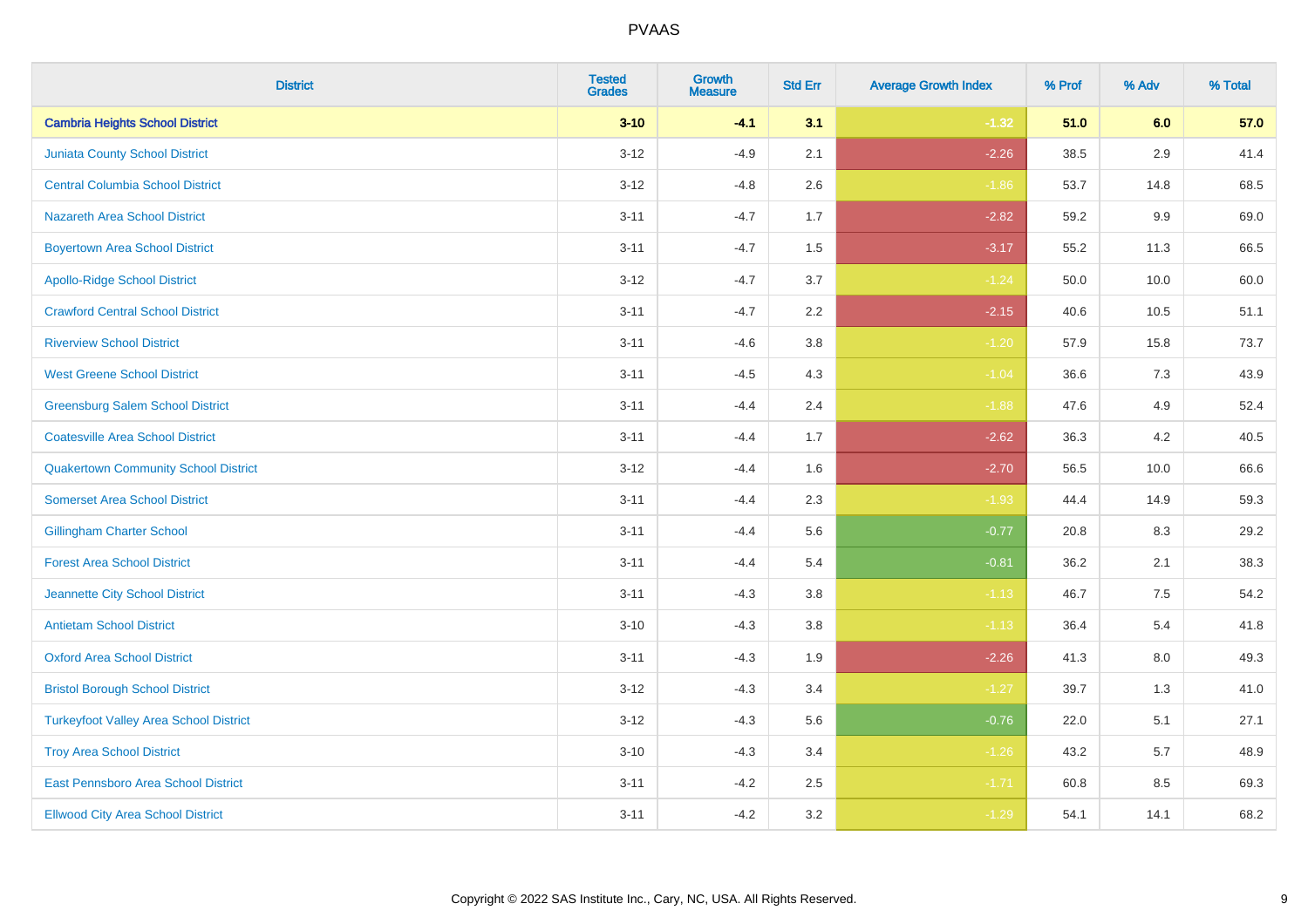# PVAAS

| District | Tested Grades | Growth Measure | Std Err | Average Growth Index | % Prof | % Adv | % Total |
|---|---|---|---|---|---|---|---|
| **Cambria Heights School District** | **3-10** | **-4.1** | **3.1** | **-1.32** | **51.0** | **6.0** | **57.0** |
| Juniata County School District | 3-12 | -4.9 | 2.1 | -2.26 | 38.5 | 2.9 | 41.4 |
| Central Columbia School District | 3-12 | -4.8 | 2.6 | -1.86 | 53.7 | 14.8 | 68.5 |
| Nazareth Area School District | 3-11 | -4.7 | 1.7 | -2.82 | 59.2 | 9.9 | 69.0 |
| Boyertown Area School District | 3-11 | -4.7 | 1.5 | -3.17 | 55.2 | 11.3 | 66.5 |
| Apollo-Ridge School District | 3-12 | -4.7 | 3.7 | -1.24 | 50.0 | 10.0 | 60.0 |
| Crawford Central School District | 3-11 | -4.7 | 2.2 | -2.15 | 40.6 | 10.5 | 51.1 |
| Riverview School District | 3-11 | -4.6 | 3.8 | -1.20 | 57.9 | 15.8 | 73.7 |
| West Greene School District | 3-11 | -4.5 | 4.3 | -1.04 | 36.6 | 7.3 | 43.9 |
| Greensburg Salem School District | 3-11 | -4.4 | 2.4 | -1.88 | 47.6 | 4.9 | 52.4 |
| Coatesville Area School District | 3-11 | -4.4 | 1.7 | -2.62 | 36.3 | 4.2 | 40.5 |
| Quakertown Community School District | 3-12 | -4.4 | 1.6 | -2.70 | 56.5 | 10.0 | 66.6 |
| Somerset Area School District | 3-11 | -4.4 | 2.3 | -1.93 | 44.4 | 14.9 | 59.3 |
| Gillingham Charter School | 3-11 | -4.4 | 5.6 | -0.77 | 20.8 | 8.3 | 29.2 |
| Forest Area School District | 3-11 | -4.4 | 5.4 | -0.81 | 36.2 | 2.1 | 38.3 |
| Jeannette City School District | 3-11 | -4.3 | 3.8 | -1.13 | 46.7 | 7.5 | 54.2 |
| Antietam School District | 3-10 | -4.3 | 3.8 | -1.13 | 36.4 | 5.4 | 41.8 |
| Oxford Area School District | 3-11 | -4.3 | 1.9 | -2.26 | 41.3 | 8.0 | 49.3 |
| Bristol Borough School District | 3-12 | -4.3 | 3.4 | -1.27 | 39.7 | 1.3 | 41.0 |
| Turkeyfoot Valley Area School District | 3-12 | -4.3 | 5.6 | -0.76 | 22.0 | 5.1 | 27.1 |
| Troy Area School District | 3-10 | -4.3 | 3.4 | -1.26 | 43.2 | 5.7 | 48.9 |
| East Pennsboro Area School District | 3-11 | -4.2 | 2.5 | -1.71 | 60.8 | 8.5 | 69.3 |
| Ellwood City Area School District | 3-11 | -4.2 | 3.2 | -1.29 | 54.1 | 14.1 | 68.2 |

Copyright © 2022 SAS Institute Inc., Cary, NC, USA. All Rights Reserved.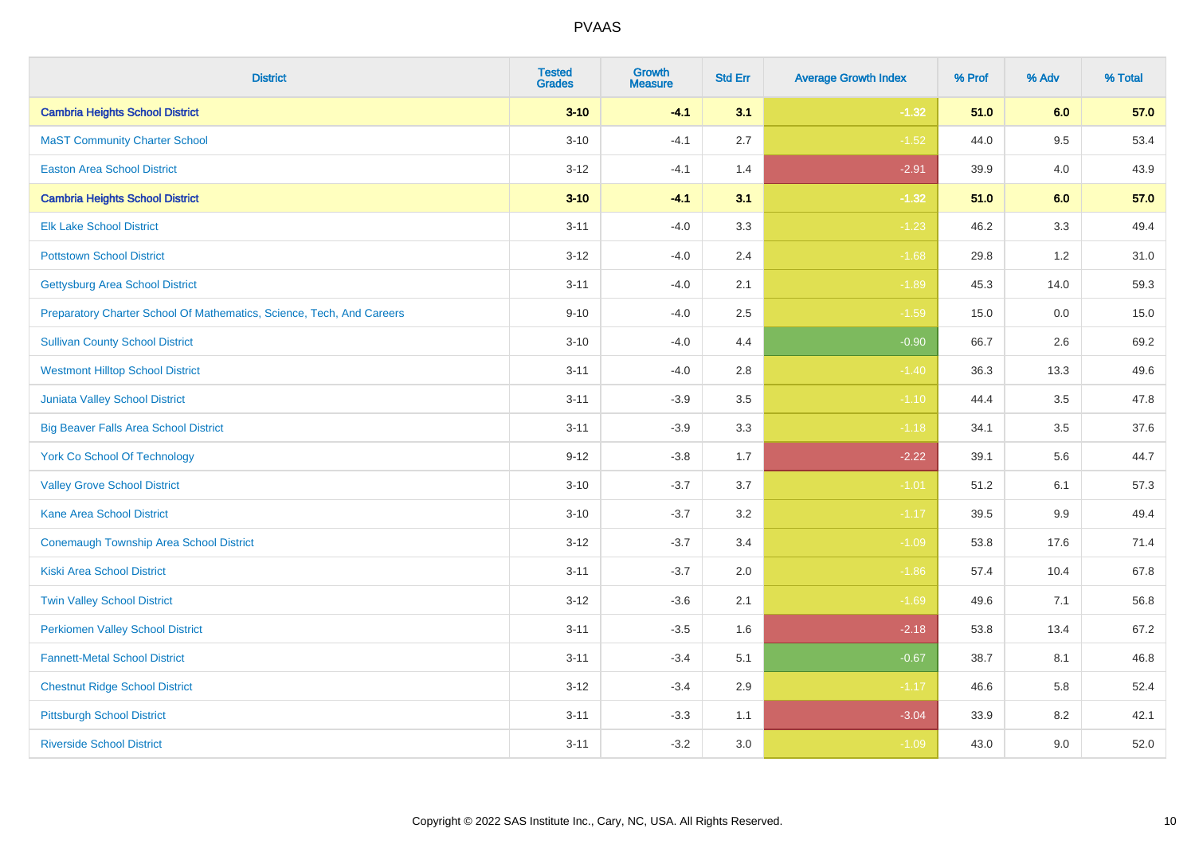| District | Tested Grades | Growth Measure | Std Err | Average Growth Index | % Prof | % Adv | % Total |
|---|---|---|---|---|---|---|---|
| **Cambria Heights School District** | **3-10** | **-4.1** | **3.1** | **-1.32** | **51.0** | **6.0** | **57.0** |
| MaST Community Charter School | 3-10 | -4.1 | 2.7 | -1.52 | 44.0 | 9.5 | 53.4 |
| Easton Area School District | 3-12 | -4.1 | 1.4 | -2.91 | 39.9 | 4.0 | 43.9 |
| **Cambria Heights School District** | **3-10** | **-4.1** | **3.1** | **-1.32** | **51.0** | **6.0** | **57.0** |
| Elk Lake School District | 3-11 | -4.0 | 3.3 | -1.23 | 46.2 | 3.3 | 49.4 |
| Pottstown School District | 3-12 | -4.0 | 2.4 | -1.68 | 29.8 | 1.2 | 31.0 |
| Gettysburg Area School District | 3-11 | -4.0 | 2.1 | -1.89 | 45.3 | 14.0 | 59.3 |
| Preparatory Charter School Of Mathematics, Science, Tech, And Careers | 9-10 | -4.0 | 2.5 | -1.59 | 15.0 | 0.0 | 15.0 |
| Sullivan County School District | 3-10 | -4.0 | 4.4 | -0.90 | 66.7 | 2.6 | 69.2 |
| Westmont Hilltop School District | 3-11 | -4.0 | 2.8 | -1.40 | 36.3 | 13.3 | 49.6 |
| Juniata Valley School District | 3-11 | -3.9 | 3.5 | -1.10 | 44.4 | 3.5 | 47.8 |
| Big Beaver Falls Area School District | 3-11 | -3.9 | 3.3 | -1.18 | 34.1 | 3.5 | 37.6 |
| York Co School Of Technology | 9-12 | -3.8 | 1.7 | -2.22 | 39.1 | 5.6 | 44.7 |
| Valley Grove School District | 3-10 | -3.7 | 3.7 | -1.01 | 51.2 | 6.1 | 57.3 |
| Kane Area School District | 3-10 | -3.7 | 3.2 | -1.17 | 39.5 | 9.9 | 49.4 |
| Conemaugh Township Area School District | 3-12 | -3.7 | 3.4 | -1.09 | 53.8 | 17.6 | 71.4 |
| Kiski Area School District | 3-11 | -3.7 | 2.0 | -1.86 | 57.4 | 10.4 | 67.8 |
| Twin Valley School District | 3-12 | -3.6 | 2.1 | -1.69 | 49.6 | 7.1 | 56.8 |
| Perkiomen Valley School District | 3-11 | -3.5 | 1.6 | -2.18 | 53.8 | 13.4 | 67.2 |
| Fannett-Metal School District | 3-11 | -3.4 | 5.1 | -0.67 | 38.7 | 8.1 | 46.8 |
| Chestnut Ridge School District | 3-12 | -3.4 | 2.9 | -1.17 | 46.6 | 5.8 | 52.4 |
| Pittsburgh School District | 3-11 | -3.3 | 1.1 | -3.04 | 33.9 | 8.2 | 42.1 |
| Riverside School District | 3-11 | -3.2 | 3.0 | -1.09 | 43.0 | 9.0 | 52.0 |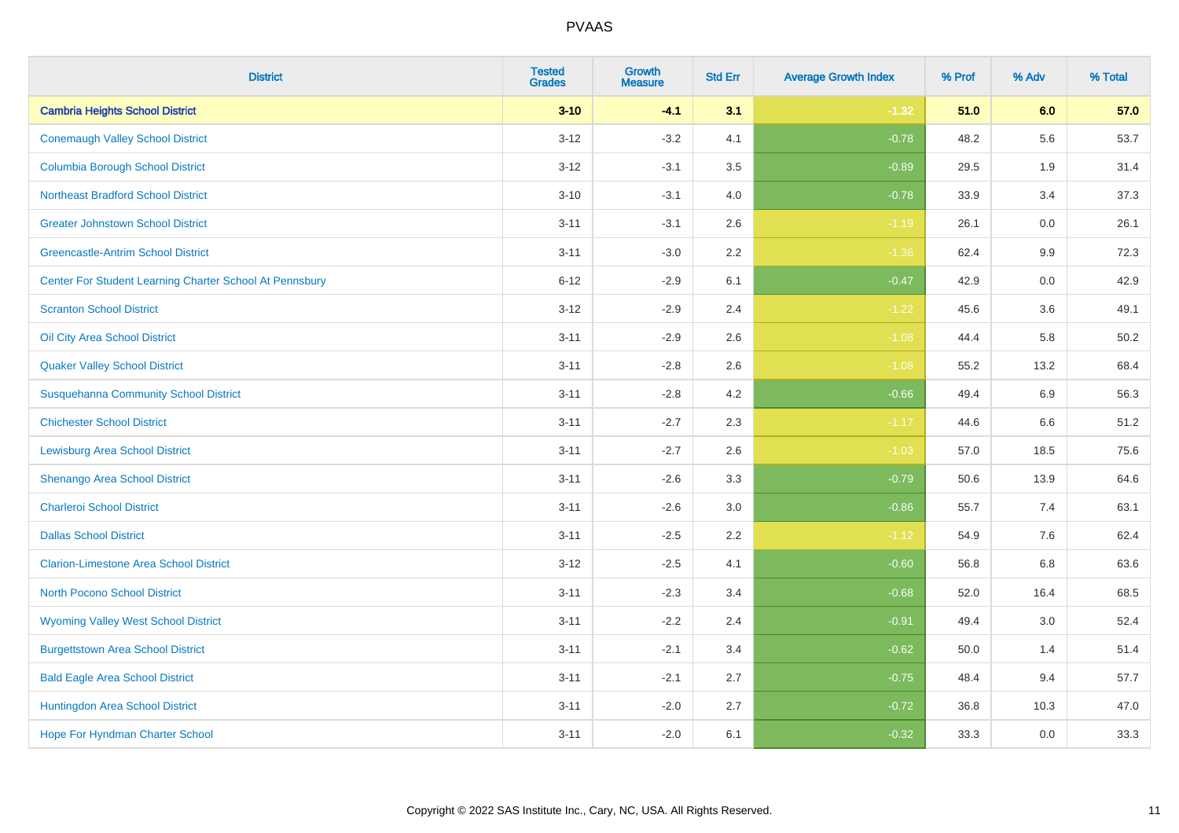| District | Tested Grades | Growth Measure | Std Err | Average Growth Index | % Prof | % Adv | % Total |
|---|---|---|---|---|---|---|---|
| **Cambria Heights School District** | **3-10** | **-4.1** | **3.1** | **-1.32** | **51.0** | **6.0** | **57.0** |
| Conemaugh Valley School District | 3-12 | -3.2 | 4.1 | -0.78 | 48.2 | 5.6 | 53.7 |
| Columbia Borough School District | 3-12 | -3.1 | 3.5 | -0.89 | 29.5 | 1.9 | 31.4 |
| Northeast Bradford School District | 3-10 | -3.1 | 4.0 | -0.78 | 33.9 | 3.4 | 37.3 |
| Greater Johnstown School District | 3-11 | -3.1 | 2.6 | -1.19 | 26.1 | 0.0 | 26.1 |
| Greencastle-Antrim School District | 3-11 | -3.0 | 2.2 | -1.36 | 62.4 | 9.9 | 72.3 |
| Center For Student Learning Charter School At Pennsbury | 6-12 | -2.9 | 6.1 | -0.47 | 42.9 | 0.0 | 42.9 |
| Scranton School District | 3-12 | -2.9 | 2.4 | -1.22 | 45.6 | 3.6 | 49.1 |
| Oil City Area School District | 3-11 | -2.9 | 2.6 | -1.08 | 44.4 | 5.8 | 50.2 |
| Quaker Valley School District | 3-11 | -2.8 | 2.6 | -1.08 | 55.2 | 13.2 | 68.4 |
| Susquehanna Community School District | 3-11 | -2.8 | 4.2 | -0.66 | 49.4 | 6.9 | 56.3 |
| Chichester School District | 3-11 | -2.7 | 2.3 | -1.17 | 44.6 | 6.6 | 51.2 |
| Lewisburg Area School District | 3-11 | -2.7 | 2.6 | -1.03 | 57.0 | 18.5 | 75.6 |
| Shenango Area School District | 3-11 | -2.6 | 3.3 | -0.79 | 50.6 | 13.9 | 64.6 |
| Charleroi School District | 3-11 | -2.6 | 3.0 | -0.86 | 55.7 | 7.4 | 63.1 |
| Dallas School District | 3-11 | -2.5 | 2.2 | -1.12 | 54.9 | 7.6 | 62.4 |
| Clarion-Limestone Area School District | 3-12 | -2.5 | 4.1 | -0.60 | 56.8 | 6.8 | 63.6 |
| North Pocono School District | 3-11 | -2.3 | 3.4 | -0.68 | 52.0 | 16.4 | 68.5 |
| Wyoming Valley West School District | 3-11 | -2.2 | 2.4 | -0.91 | 49.4 | 3.0 | 52.4 |
| Burgettstown Area School District | 3-11 | -2.1 | 3.4 | -0.62 | 50.0 | 1.4 | 51.4 |
| Bald Eagle Area School District | 3-11 | -2.1 | 2.7 | -0.75 | 48.4 | 9.4 | 57.7 |
| Huntingdon Area School District | 3-11 | -2.0 | 2.7 | -0.72 | 36.8 | 10.3 | 47.0 |
| Hope For Hyndman Charter School | 3-11 | -2.0 | 6.1 | -0.32 | 33.3 | 0.0 | 33.3 |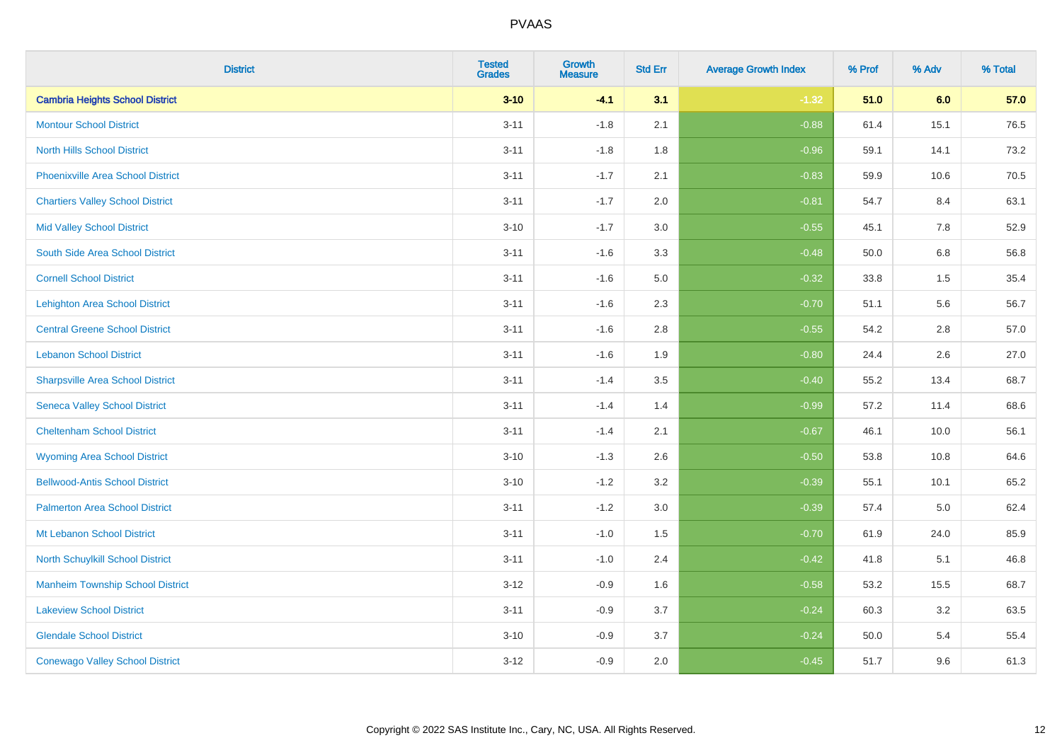| District | Tested Grades | Growth Measure | Std Err | Average Growth Index | % Prof | % Adv | % Total |
|---|---|---|---|---|---|---|---|
| **Cambria Heights School District** | **3-10** | **-4.1** | **3.1** | **-1.32** | **51.0** | **6.0** | **57.0** |
| Montour School District | 3-11 | -1.8 | 2.1 | -0.88 | 61.4 | 15.1 | 76.5 |
| North Hills School District | 3-11 | -1.8 | 1.8 | -0.96 | 59.1 | 14.1 | 73.2 |
| Phoenixville Area School District | 3-11 | -1.7 | 2.1 | -0.83 | 59.9 | 10.6 | 70.5 |
| Chartiers Valley School District | 3-11 | -1.7 | 2.0 | -0.81 | 54.7 | 8.4 | 63.1 |
| Mid Valley School District | 3-10 | -1.7 | 3.0 | -0.55 | 45.1 | 7.8 | 52.9 |
| South Side Area School District | 3-11 | -1.6 | 3.3 | -0.48 | 50.0 | 6.8 | 56.8 |
| Cornell School District | 3-11 | -1.6 | 5.0 | -0.32 | 33.8 | 1.5 | 35.4 |
| Lehighton Area School District | 3-11 | -1.6 | 2.3 | -0.70 | 51.1 | 5.6 | 56.7 |
| Central Greene School District | 3-11 | -1.6 | 2.8 | -0.55 | 54.2 | 2.8 | 57.0 |
| Lebanon School District | 3-11 | -1.6 | 1.9 | -0.80 | 24.4 | 2.6 | 27.0 |
| Sharpsville Area School District | 3-11 | -1.4 | 3.5 | -0.40 | 55.2 | 13.4 | 68.7 |
| Seneca Valley School District | 3-11 | -1.4 | 1.4 | -0.99 | 57.2 | 11.4 | 68.6 |
| Cheltenham School District | 3-11 | -1.4 | 2.1 | -0.67 | 46.1 | 10.0 | 56.1 |
| Wyoming Area School District | 3-10 | -1.3 | 2.6 | -0.50 | 53.8 | 10.8 | 64.6 |
| Bellwood-Antis School District | 3-10 | -1.2 | 3.2 | -0.39 | 55.1 | 10.1 | 65.2 |
| Palmerton Area School District | 3-11 | -1.2 | 3.0 | -0.39 | 57.4 | 5.0 | 62.4 |
| Mt Lebanon School District | 3-11 | -1.0 | 1.5 | -0.70 | 61.9 | 24.0 | 85.9 |
| North Schuylkill School District | 3-11 | -1.0 | 2.4 | -0.42 | 41.8 | 5.1 | 46.8 |
| Manheim Township School District | 3-12 | -0.9 | 1.6 | -0.58 | 53.2 | 15.5 | 68.7 |
| Lakeview School District | 3-11 | -0.9 | 3.7 | -0.24 | 60.3 | 3.2 | 63.5 |
| Glendale School District | 3-10 | -0.9 | 3.7 | -0.24 | 50.0 | 5.4 | 55.4 |
| Conewago Valley School District | 3-12 | -0.9 | 2.0 | -0.45 | 51.7 | 9.6 | 61.3 |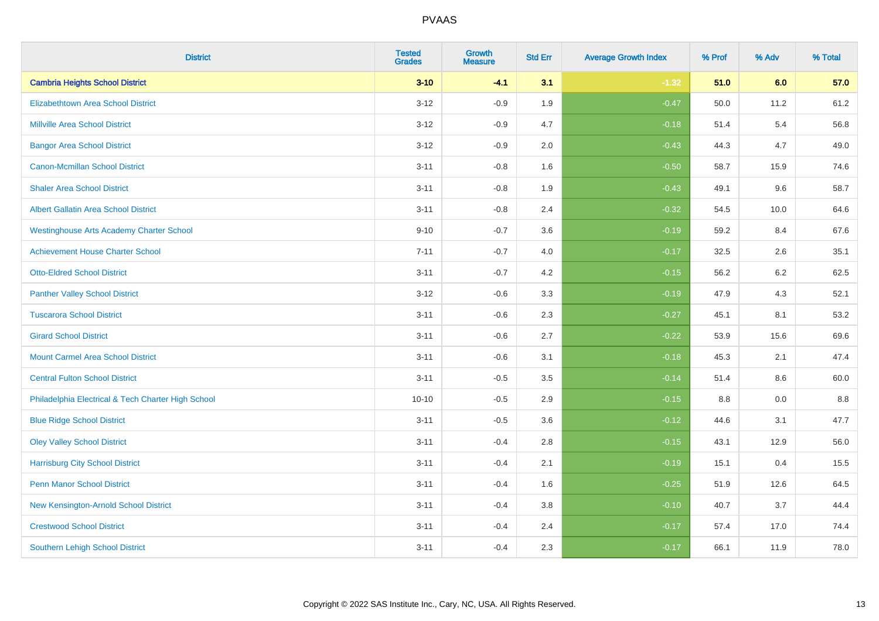# PVAAS

| District | Tested Grades | Growth Measure | Std Err | Average Growth Index | % Prof | % Adv | % Total |
|---|---|---|---|---|---|---|---|
| **Cambria Heights School District** | **3-10** | **-4.1** | **3.1** | **-1.32** | **51.0** | **6.0** | **57.0** |
| Elizabethtown Area School District | 3-12 | -0.9 | 1.9 | -0.47 | 50.0 | 11.2 | 61.2 |
| Millville Area School District | 3-12 | -0.9 | 4.7 | -0.18 | 51.4 | 5.4 | 56.8 |
| Bangor Area School District | 3-12 | -0.9 | 2.0 | -0.43 | 44.3 | 4.7 | 49.0 |
| Canon-Mcmillan School District | 3-11 | -0.8 | 1.6 | -0.50 | 58.7 | 15.9 | 74.6 |
| Shaler Area School District | 3-11 | -0.8 | 1.9 | -0.43 | 49.1 | 9.6 | 58.7 |
| Albert Gallatin Area School District | 3-11 | -0.8 | 2.4 | -0.32 | 54.5 | 10.0 | 64.6 |
| Westinghouse Arts Academy Charter School | 9-10 | -0.7 | 3.6 | -0.19 | 59.2 | 8.4 | 67.6 |
| Achievement House Charter School | 7-11 | -0.7 | 4.0 | -0.17 | 32.5 | 2.6 | 35.1 |
| Otto-Eldred School District | 3-11 | -0.7 | 4.2 | -0.15 | 56.2 | 6.2 | 62.5 |
| Panther Valley School District | 3-12 | -0.6 | 3.3 | -0.19 | 47.9 | 4.3 | 52.1 |
| Tuscarora School District | 3-11 | -0.6 | 2.3 | -0.27 | 45.1 | 8.1 | 53.2 |
| Girard School District | 3-11 | -0.6 | 2.7 | -0.22 | 53.9 | 15.6 | 69.6 |
| Mount Carmel Area School District | 3-11 | -0.6 | 3.1 | -0.18 | 45.3 | 2.1 | 47.4 |
| Central Fulton School District | 3-11 | -0.5 | 3.5 | -0.14 | 51.4 | 8.6 | 60.0 |
| Philadelphia Electrical & Tech Charter High School | 10-10 | -0.5 | 2.9 | -0.15 | 8.8 | 0.0 | 8.8 |
| Blue Ridge School District | 3-11 | -0.5 | 3.6 | -0.12 | 44.6 | 3.1 | 47.7 |
| Oley Valley School District | 3-11 | -0.4 | 2.8 | -0.15 | 43.1 | 12.9 | 56.0 |
| Harrisburg City School District | 3-11 | -0.4 | 2.1 | -0.19 | 15.1 | 0.4 | 15.5 |
| Penn Manor School District | 3-11 | -0.4 | 1.6 | -0.25 | 51.9 | 12.6 | 64.5 |
| New Kensington-Arnold School District | 3-11 | -0.4 | 3.8 | -0.10 | 40.7 | 3.7 | 44.4 |
| Crestwood School District | 3-11 | -0.4 | 2.4 | -0.17 | 57.4 | 17.0 | 74.4 |
| Southern Lehigh School District | 3-11 | -0.4 | 2.3 | -0.17 | 66.1 | 11.9 | 78.0 |

Copyright © 2022 SAS Institute Inc., Cary, NC, USA. All Rights Reserved.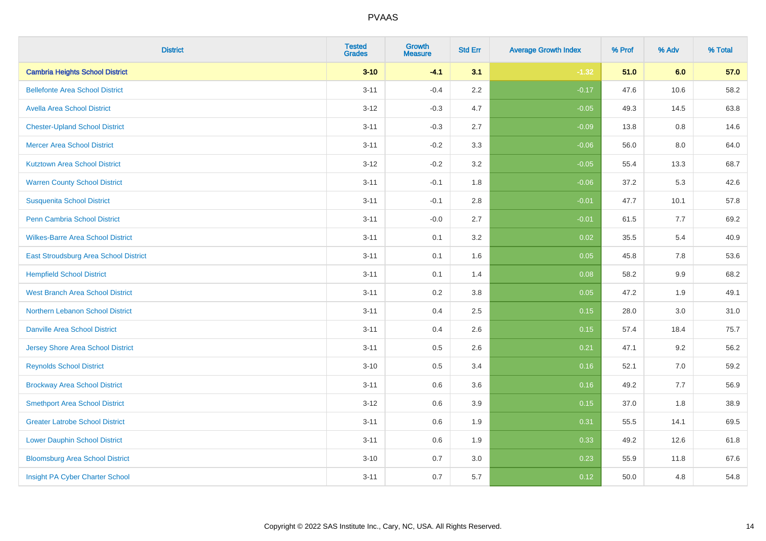| District | Tested Grades | Growth Measure | Std Err | Average Growth Index | % Prof | % Adv | % Total |
|---|---|---|---|---|---|---|---|
| **Cambria Heights School District** | **3-10** | **-4.1** | **3.1** | **-1.32** | **51.0** | **6.0** | **57.0** |
| Bellefonte Area School District | 3-11 | -0.4 | 2.2 | -0.17 | 47.6 | 10.6 | 58.2 |
| Avella Area School District | 3-12 | -0.3 | 4.7 | -0.05 | 49.3 | 14.5 | 63.8 |
| Chester-Upland School District | 3-11 | -0.3 | 2.7 | -0.09 | 13.8 | 0.8 | 14.6 |
| Mercer Area School District | 3-11 | -0.2 | 3.3 | -0.06 | 56.0 | 8.0 | 64.0 |
| Kutztown Area School District | 3-12 | -0.2 | 3.2 | -0.05 | 55.4 | 13.3 | 68.7 |
| Warren County School District | 3-11 | -0.1 | 1.8 | -0.06 | 37.2 | 5.3 | 42.6 |
| Susquenita School District | 3-11 | -0.1 | 2.8 | -0.01 | 47.7 | 10.1 | 57.8 |
| Penn Cambria School District | 3-11 | -0.0 | 2.7 | -0.01 | 61.5 | 7.7 | 69.2 |
| Wilkes-Barre Area School District | 3-11 | 0.1 | 3.2 | 0.02 | 35.5 | 5.4 | 40.9 |
| East Stroudsburg Area School District | 3-11 | 0.1 | 1.6 | 0.05 | 45.8 | 7.8 | 53.6 |
| Hempfield School District | 3-11 | 0.1 | 1.4 | 0.08 | 58.2 | 9.9 | 68.2 |
| West Branch Area School District | 3-11 | 0.2 | 3.8 | 0.05 | 47.2 | 1.9 | 49.1 |
| Northern Lebanon School District | 3-11 | 0.4 | 2.5 | 0.15 | 28.0 | 3.0 | 31.0 |
| Danville Area School District | 3-11 | 0.4 | 2.6 | 0.15 | 57.4 | 18.4 | 75.7 |
| Jersey Shore Area School District | 3-11 | 0.5 | 2.6 | 0.21 | 47.1 | 9.2 | 56.2 |
| Reynolds School District | 3-10 | 0.5 | 3.4 | 0.16 | 52.1 | 7.0 | 59.2 |
| Brockway Area School District | 3-11 | 0.6 | 3.6 | 0.16 | 49.2 | 7.7 | 56.9 |
| Smethport Area School District | 3-12 | 0.6 | 3.9 | 0.15 | 37.0 | 1.8 | 38.9 |
| Greater Latrobe School District | 3-11 | 0.6 | 1.9 | 0.31 | 55.5 | 14.1 | 69.5 |
| Lower Dauphin School District | 3-11 | 0.6 | 1.9 | 0.33 | 49.2 | 12.6 | 61.8 |
| Bloomsburg Area School District | 3-10 | 0.7 | 3.0 | 0.23 | 55.9 | 11.8 | 67.6 |
| Insight PA Cyber Charter School | 3-11 | 0.7 | 5.7 | 0.12 | 50.0 | 4.8 | 54.8 |

Copyright © 2022 SAS Institute Inc., Cary, NC, USA. All Rights Reserved.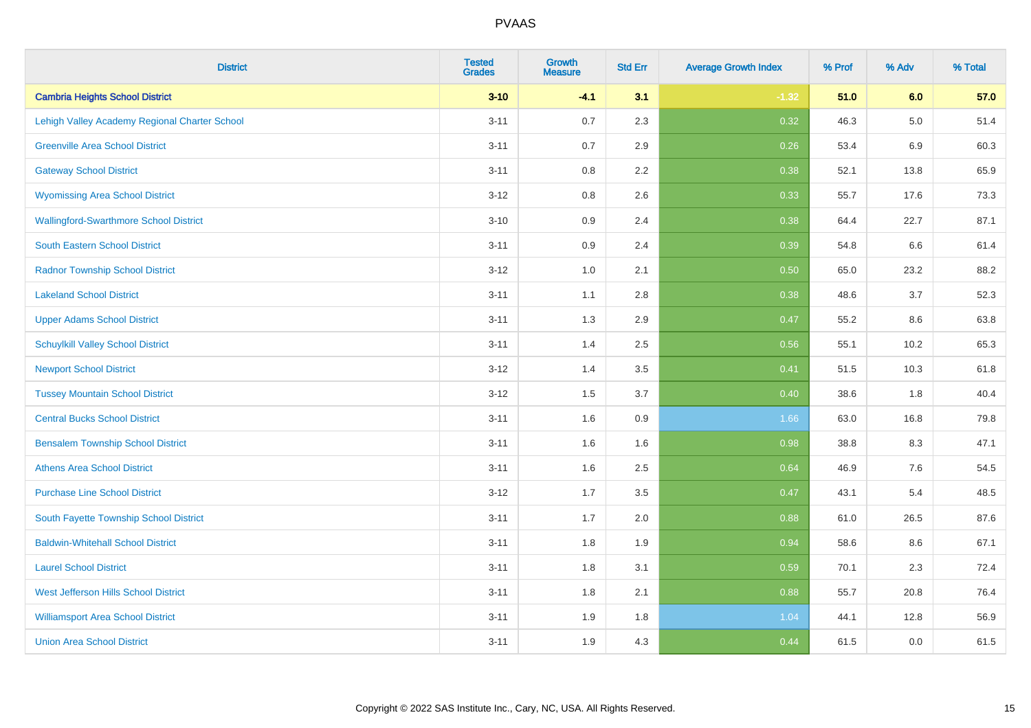| District | Tested Grades | Growth Measure | Std Err | Average Growth Index | % Prof | % Adv | % Total |
|---|---|---|---|---|---|---|---|
| **Cambria Heights School District** | **3-10** | **-4.1** | **3.1** | **-1.32** | **51.0** | **6.0** | **57.0** |
| Lehigh Valley Academy Regional Charter School | 3-11 | 0.7 | 2.3 | 0.32 | 46.3 | 5.0 | 51.4 |
| Greenville Area School District | 3-11 | 0.7 | 2.9 | 0.26 | 53.4 | 6.9 | 60.3 |
| Gateway School District | 3-11 | 0.8 | 2.2 | 0.38 | 52.1 | 13.8 | 65.9 |
| Wyomissing Area School District | 3-12 | 0.8 | 2.6 | 0.33 | 55.7 | 17.6 | 73.3 |
| Wallingford-Swarthmore School District | 3-10 | 0.9 | 2.4 | 0.38 | 64.4 | 22.7 | 87.1 |
| South Eastern School District | 3-11 | 0.9 | 2.4 | 0.39 | 54.8 | 6.6 | 61.4 |
| Radnor Township School District | 3-12 | 1.0 | 2.1 | 0.50 | 65.0 | 23.2 | 88.2 |
| Lakeland School District | 3-11 | 1.1 | 2.8 | 0.38 | 48.6 | 3.7 | 52.3 |
| Upper Adams School District | 3-11 | 1.3 | 2.9 | 0.47 | 55.2 | 8.6 | 63.8 |
| Schuylkill Valley School District | 3-11 | 1.4 | 2.5 | 0.56 | 55.1 | 10.2 | 65.3 |
| Newport School District | 3-12 | 1.4 | 3.5 | 0.41 | 51.5 | 10.3 | 61.8 |
| Tussey Mountain School District | 3-12 | 1.5 | 3.7 | 0.40 | 38.6 | 1.8 | 40.4 |
| Central Bucks School District | 3-11 | 1.6 | 0.9 | 1.66 | 63.0 | 16.8 | 79.8 |
| Bensalem Township School District | 3-11 | 1.6 | 1.6 | 0.98 | 38.8 | 8.3 | 47.1 |
| Athens Area School District | 3-11 | 1.6 | 2.5 | 0.64 | 46.9 | 7.6 | 54.5 |
| Purchase Line School District | 3-12 | 1.7 | 3.5 | 0.47 | 43.1 | 5.4 | 48.5 |
| South Fayette Township School District | 3-11 | 1.7 | 2.0 | 0.88 | 61.0 | 26.5 | 87.6 |
| Baldwin-Whitehall School District | 3-11 | 1.8 | 1.9 | 0.94 | 58.6 | 8.6 | 67.1 |
| Laurel School District | 3-11 | 1.8 | 3.1 | 0.59 | 70.1 | 2.3 | 72.4 |
| West Jefferson Hills School District | 3-11 | 1.8 | 2.1 | 0.88 | 55.7 | 20.8 | 76.4 |
| Williamsport Area School District | 3-11 | 1.9 | 1.8 | 1.04 | 44.1 | 12.8 | 56.9 |
| Union Area School District | 3-11 | 1.9 | 4.3 | 0.44 | 61.5 | 0.0 | 61.5 |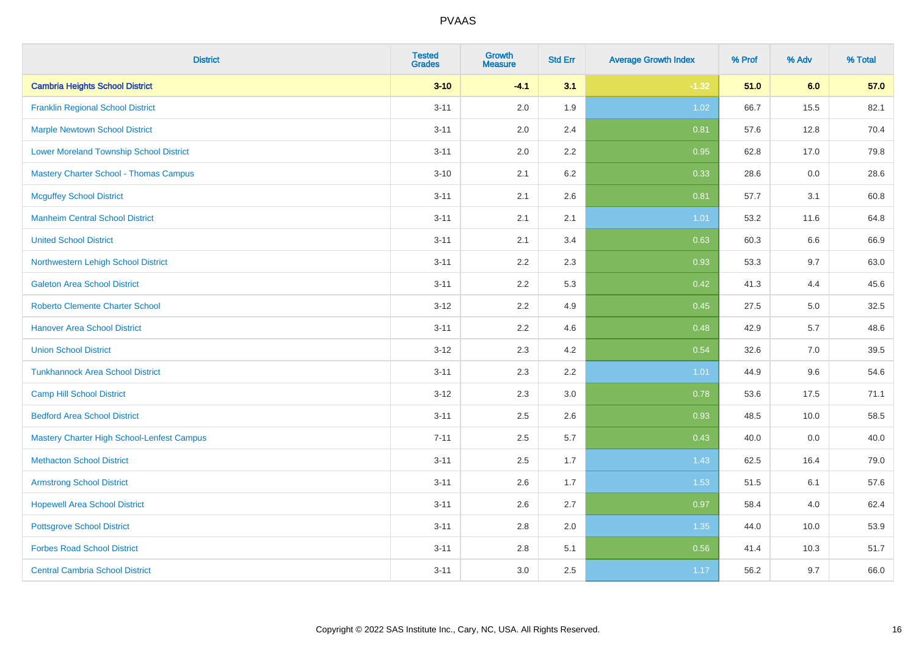PVAAS

| District | Tested Grades | Growth Measure | Std Err | Average Growth Index | % Prof | % Adv | % Total |
|---|---|---|---|---|---|---|---|
| **Cambria Heights School District** | **3-10** | **-4.1** | **3.1** | **-1.32** | **51.0** | **6.0** | **57.0** |
| Franklin Regional School District | 3-11 | 2.0 | 1.9 | 1.02 | 66.7 | 15.5 | 82.1 |
| Marple Newtown School District | 3-11 | 2.0 | 2.4 | 0.81 | 57.6 | 12.8 | 70.4 |
| Lower Moreland Township School District | 3-11 | 2.0 | 2.2 | 0.95 | 62.8 | 17.0 | 79.8 |
| Mastery Charter School - Thomas Campus | 3-10 | 2.1 | 6.2 | 0.33 | 28.6 | 0.0 | 28.6 |
| Mcguffey School District | 3-11 | 2.1 | 2.6 | 0.81 | 57.7 | 3.1 | 60.8 |
| Manheim Central School District | 3-11 | 2.1 | 2.1 | 1.01 | 53.2 | 11.6 | 64.8 |
| United School District | 3-11 | 2.1 | 3.4 | 0.63 | 60.3 | 6.6 | 66.9 |
| Northwestern Lehigh School District | 3-11 | 2.2 | 2.3 | 0.93 | 53.3 | 9.7 | 63.0 |
| Galeton Area School District | 3-11 | 2.2 | 5.3 | 0.42 | 41.3 | 4.4 | 45.6 |
| Roberto Clemente Charter School | 3-12 | 2.2 | 4.9 | 0.45 | 27.5 | 5.0 | 32.5 |
| Hanover Area School District | 3-11 | 2.2 | 4.6 | 0.48 | 42.9 | 5.7 | 48.6 |
| Union School District | 3-12 | 2.3 | 4.2 | 0.54 | 32.6 | 7.0 | 39.5 |
| Tunkhannock Area School District | 3-11 | 2.3 | 2.2 | 1.01 | 44.9 | 9.6 | 54.6 |
| Camp Hill School District | 3-12 | 2.3 | 3.0 | 0.78 | 53.6 | 17.5 | 71.1 |
| Bedford Area School District | 3-11 | 2.5 | 2.6 | 0.93 | 48.5 | 10.0 | 58.5 |
| Mastery Charter High School-Lenfest Campus | 7-11 | 2.5 | 5.7 | 0.43 | 40.0 | 0.0 | 40.0 |
| Methacton School District | 3-11 | 2.5 | 1.7 | 1.43 | 62.5 | 16.4 | 79.0 |
| Armstrong School District | 3-11 | 2.6 | 1.7 | 1.53 | 51.5 | 6.1 | 57.6 |
| Hopewell Area School District | 3-11 | 2.6 | 2.7 | 0.97 | 58.4 | 4.0 | 62.4 |
| Pottsgrove School District | 3-11 | 2.8 | 2.0 | 1.35 | 44.0 | 10.0 | 53.9 |
| Forbes Road School District | 3-11 | 2.8 | 5.1 | 0.56 | 41.4 | 10.3 | 51.7 |
| Central Cambria School District | 3-11 | 3.0 | 2.5 | 1.17 | 56.2 | 9.7 | 66.0 |

Copyright © 2022 SAS Institute Inc., Cary, NC, USA. All Rights Reserved.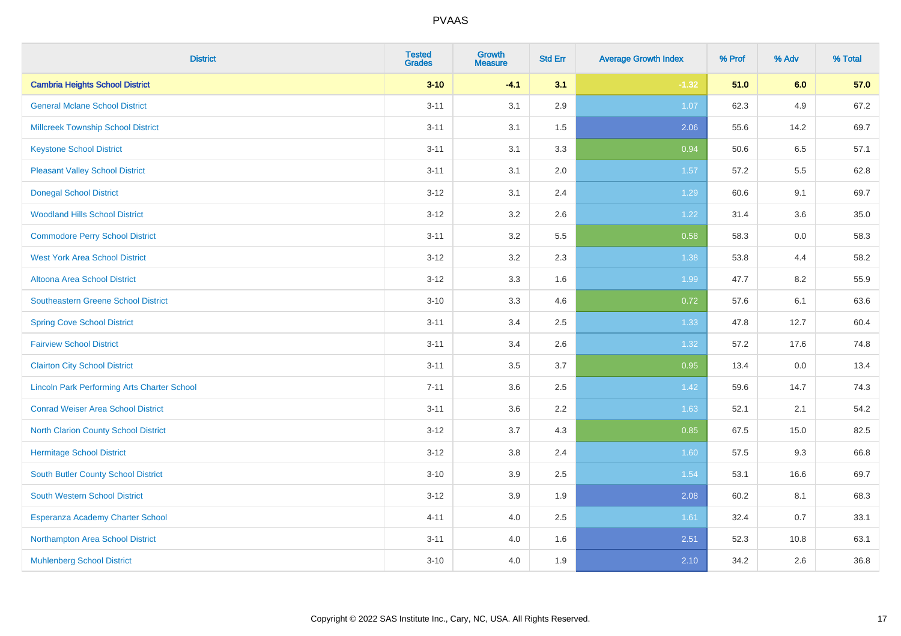PVAAS

| District | Tested Grades | Growth Measure | Std Err | Average Growth Index | % Prof | % Adv | % Total |
|---|---|---|---|---|---|---|---|
| **Cambria Heights School District** | **3-10** | **-4.1** | **3.1** | **-1.32** | **51.0** | **6.0** | **57.0** |
| General Mclane School District | 3-11 | 3.1 | 2.9 | 1.07 | 62.3 | 4.9 | 67.2 |
| Millcreek Township School District | 3-11 | 3.1 | 1.5 | 2.06 | 55.6 | 14.2 | 69.7 |
| Keystone School District | 3-11 | 3.1 | 3.3 | 0.94 | 50.6 | 6.5 | 57.1 |
| Pleasant Valley School District | 3-11 | 3.1 | 2.0 | 1.57 | 57.2 | 5.5 | 62.8 |
| Donegal School District | 3-12 | 3.1 | 2.4 | 1.29 | 60.6 | 9.1 | 69.7 |
| Woodland Hills School District | 3-12 | 3.2 | 2.6 | 1.22 | 31.4 | 3.6 | 35.0 |
| Commodore Perry School District | 3-11 | 3.2 | 5.5 | 0.58 | 58.3 | 0.0 | 58.3 |
| West York Area School District | 3-12 | 3.2 | 2.3 | 1.38 | 53.8 | 4.4 | 58.2 |
| Altoona Area School District | 3-12 | 3.3 | 1.6 | 1.99 | 47.7 | 8.2 | 55.9 |
| Southeastern Greene School District | 3-10 | 3.3 | 4.6 | 0.72 | 57.6 | 6.1 | 63.6 |
| Spring Cove School District | 3-11 | 3.4 | 2.5 | 1.33 | 47.8 | 12.7 | 60.4 |
| Fairview School District | 3-11 | 3.4 | 2.6 | 1.32 | 57.2 | 17.6 | 74.8 |
| Clairton City School District | 3-11 | 3.5 | 3.7 | 0.95 | 13.4 | 0.0 | 13.4 |
| Lincoln Park Performing Arts Charter School | 7-11 | 3.6 | 2.5 | 1.42 | 59.6 | 14.7 | 74.3 |
| Conrad Weiser Area School District | 3-11 | 3.6 | 2.2 | 1.63 | 52.1 | 2.1 | 54.2 |
| North Clarion County School District | 3-12 | 3.7 | 4.3 | 0.85 | 67.5 | 15.0 | 82.5 |
| Hermitage School District | 3-12 | 3.8 | 2.4 | 1.60 | 57.5 | 9.3 | 66.8 |
| South Butler County School District | 3-10 | 3.9 | 2.5 | 1.54 | 53.1 | 16.6 | 69.7 |
| South Western School District | 3-12 | 3.9 | 1.9 | 2.08 | 60.2 | 8.1 | 68.3 |
| Esperanza Academy Charter School | 4-11 | 4.0 | 2.5 | 1.61 | 32.4 | 0.7 | 33.1 |
| Northampton Area School District | 3-11 | 4.0 | 1.6 | 2.51 | 52.3 | 10.8 | 63.1 |
| Muhlenberg School District | 3-10 | 4.0 | 1.9 | 2.10 | 34.2 | 2.6 | 36.8 |

Copyright © 2022 SAS Institute Inc., Cary, NC, USA. All Rights Reserved.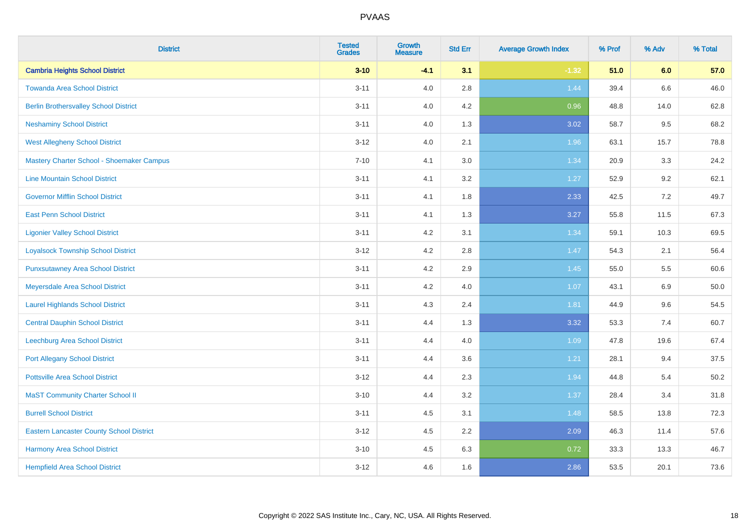PVAAS

| District | Tested Grades | Growth Measure | Std Err | Average Growth Index | % Prof | % Adv | % Total |
|---|---|---|---|---|---|---|---|
| **Cambria Heights School District** | **3-10** | **-4.1** | **3.1** | **-1.32** | **51.0** | **6.0** | **57.0** |
| Towanda Area School District | 3-11 | 4.0 | 2.8 | 1.44 | 39.4 | 6.6 | 46.0 |
| Berlin Brothersvalley School District | 3-11 | 4.0 | 4.2 | 0.96 | 48.8 | 14.0 | 62.8 |
| Neshaminy School District | 3-11 | 4.0 | 1.3 | 3.02 | 58.7 | 9.5 | 68.2 |
| West Allegheny School District | 3-12 | 4.0 | 2.1 | 1.96 | 63.1 | 15.7 | 78.8 |
| Mastery Charter School - Shoemaker Campus | 7-10 | 4.1 | 3.0 | 1.34 | 20.9 | 3.3 | 24.2 |
| Line Mountain School District | 3-11 | 4.1 | 3.2 | 1.27 | 52.9 | 9.2 | 62.1 |
| Governor Mifflin School District | 3-11 | 4.1 | 1.8 | 2.33 | 42.5 | 7.2 | 49.7 |
| East Penn School District | 3-11 | 4.1 | 1.3 | 3.27 | 55.8 | 11.5 | 67.3 |
| Ligonier Valley School District | 3-11 | 4.2 | 3.1 | 1.34 | 59.1 | 10.3 | 69.5 |
| Loyalsock Township School District | 3-12 | 4.2 | 2.8 | 1.47 | 54.3 | 2.1 | 56.4 |
| Punxsutawney Area School District | 3-11 | 4.2 | 2.9 | 1.45 | 55.0 | 5.5 | 60.6 |
| Meyersdale Area School District | 3-11 | 4.2 | 4.0 | 1.07 | 43.1 | 6.9 | 50.0 |
| Laurel Highlands School District | 3-11 | 4.3 | 2.4 | 1.81 | 44.9 | 9.6 | 54.5 |
| Central Dauphin School District | 3-11 | 4.4 | 1.3 | 3.32 | 53.3 | 7.4 | 60.7 |
| Leechburg Area School District | 3-11 | 4.4 | 4.0 | 1.09 | 47.8 | 19.6 | 67.4 |
| Port Allegany School District | 3-11 | 4.4 | 3.6 | 1.21 | 28.1 | 9.4 | 37.5 |
| Pottsville Area School District | 3-12 | 4.4 | 2.3 | 1.94 | 44.8 | 5.4 | 50.2 |
| MaST Community Charter School II | 3-10 | 4.4 | 3.2 | 1.37 | 28.4 | 3.4 | 31.8 |
| Burrell School District | 3-11 | 4.5 | 3.1 | 1.48 | 58.5 | 13.8 | 72.3 |
| Eastern Lancaster County School District | 3-12 | 4.5 | 2.2 | 2.09 | 46.3 | 11.4 | 57.6 |
| Harmony Area School District | 3-10 | 4.5 | 6.3 | 0.72 | 33.3 | 13.3 | 46.7 |
| Hempfield Area School District | 3-12 | 4.6 | 1.6 | 2.86 | 53.5 | 20.1 | 73.6 |

Copyright © 2022 SAS Institute Inc., Cary, NC, USA. All Rights Reserved.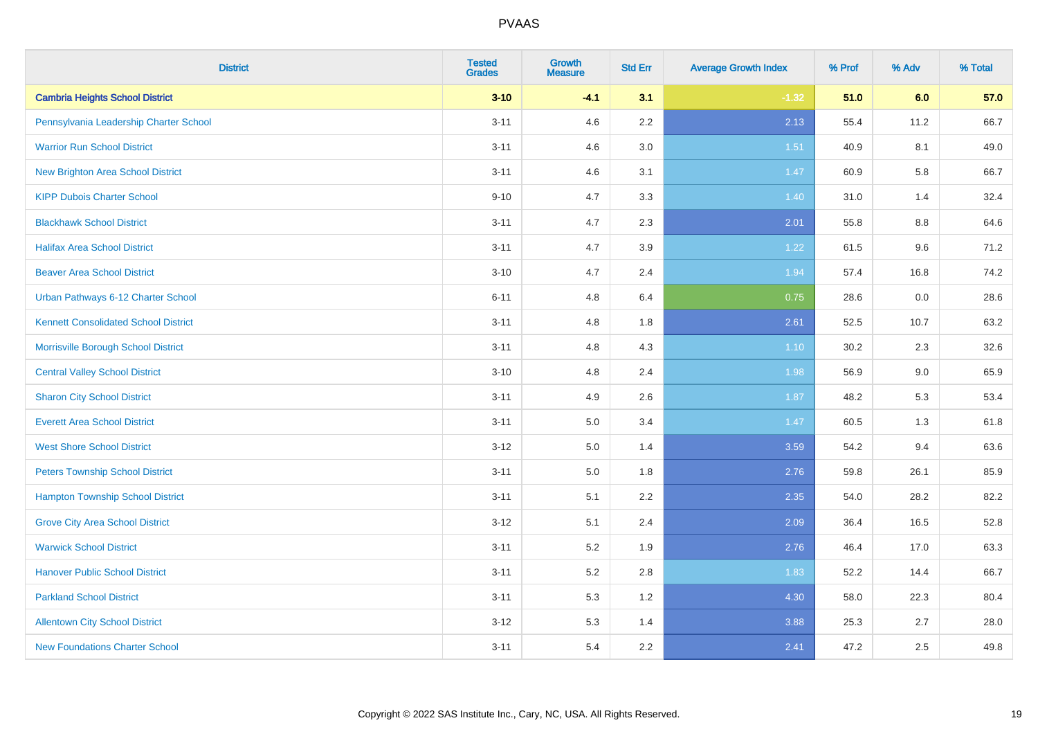# PVAAS

| District | Tested Grades | Growth Measure | Std Err | Average Growth Index | % Prof | % Adv | % Total |
|---|---|---|---|---|---|---|---|
| **Cambria Heights School District** | **3-10** | **-4.1** | **3.1** | **-1.32** | **51.0** | **6.0** | **57.0** |
| Pennsylvania Leadership Charter School | 3-11 | 4.6 | 2.2 | 2.13 | 55.4 | 11.2 | 66.7 |
| Warrior Run School District | 3-11 | 4.6 | 3.0 | 1.51 | 40.9 | 8.1 | 49.0 |
| New Brighton Area School District | 3-11 | 4.6 | 3.1 | 1.47 | 60.9 | 5.8 | 66.7 |
| KIPP Dubois Charter School | 9-10 | 4.7 | 3.3 | 1.40 | 31.0 | 1.4 | 32.4 |
| Blackhawk School District | 3-11 | 4.7 | 2.3 | 2.01 | 55.8 | 8.8 | 64.6 |
| Halifax Area School District | 3-11 | 4.7 | 3.9 | 1.22 | 61.5 | 9.6 | 71.2 |
| Beaver Area School District | 3-10 | 4.7 | 2.4 | 1.94 | 57.4 | 16.8 | 74.2 |
| Urban Pathways 6-12 Charter School | 6-11 | 4.8 | 6.4 | 0.75 | 28.6 | 0.0 | 28.6 |
| Kennett Consolidated School District | 3-11 | 4.8 | 1.8 | 2.61 | 52.5 | 10.7 | 63.2 |
| Morrisville Borough School District | 3-11 | 4.8 | 4.3 | 1.10 | 30.2 | 2.3 | 32.6 |
| Central Valley School District | 3-10 | 4.8 | 2.4 | 1.98 | 56.9 | 9.0 | 65.9 |
| Sharon City School District | 3-11 | 4.9 | 2.6 | 1.87 | 48.2 | 5.3 | 53.4 |
| Everett Area School District | 3-11 | 5.0 | 3.4 | 1.47 | 60.5 | 1.3 | 61.8 |
| West Shore School District | 3-12 | 5.0 | 1.4 | 3.59 | 54.2 | 9.4 | 63.6 |
| Peters Township School District | 3-11 | 5.0 | 1.8 | 2.76 | 59.8 | 26.1 | 85.9 |
| Hampton Township School District | 3-11 | 5.1 | 2.2 | 2.35 | 54.0 | 28.2 | 82.2 |
| Grove City Area School District | 3-12 | 5.1 | 2.4 | 2.09 | 36.4 | 16.5 | 52.8 |
| Warwick School District | 3-11 | 5.2 | 1.9 | 2.76 | 46.4 | 17.0 | 63.3 |
| Hanover Public School District | 3-11 | 5.2 | 2.8 | 1.83 | 52.2 | 14.4 | 66.7 |
| Parkland School District | 3-11 | 5.3 | 1.2 | 4.30 | 58.0 | 22.3 | 80.4 |
| Allentown City School District | 3-12 | 5.3 | 1.4 | 3.88 | 25.3 | 2.7 | 28.0 |
| New Foundations Charter School | 3-11 | 5.4 | 2.2 | 2.41 | 47.2 | 2.5 | 49.8 |

Copyright © 2022 SAS Institute Inc., Cary, NC, USA. All Rights Reserved.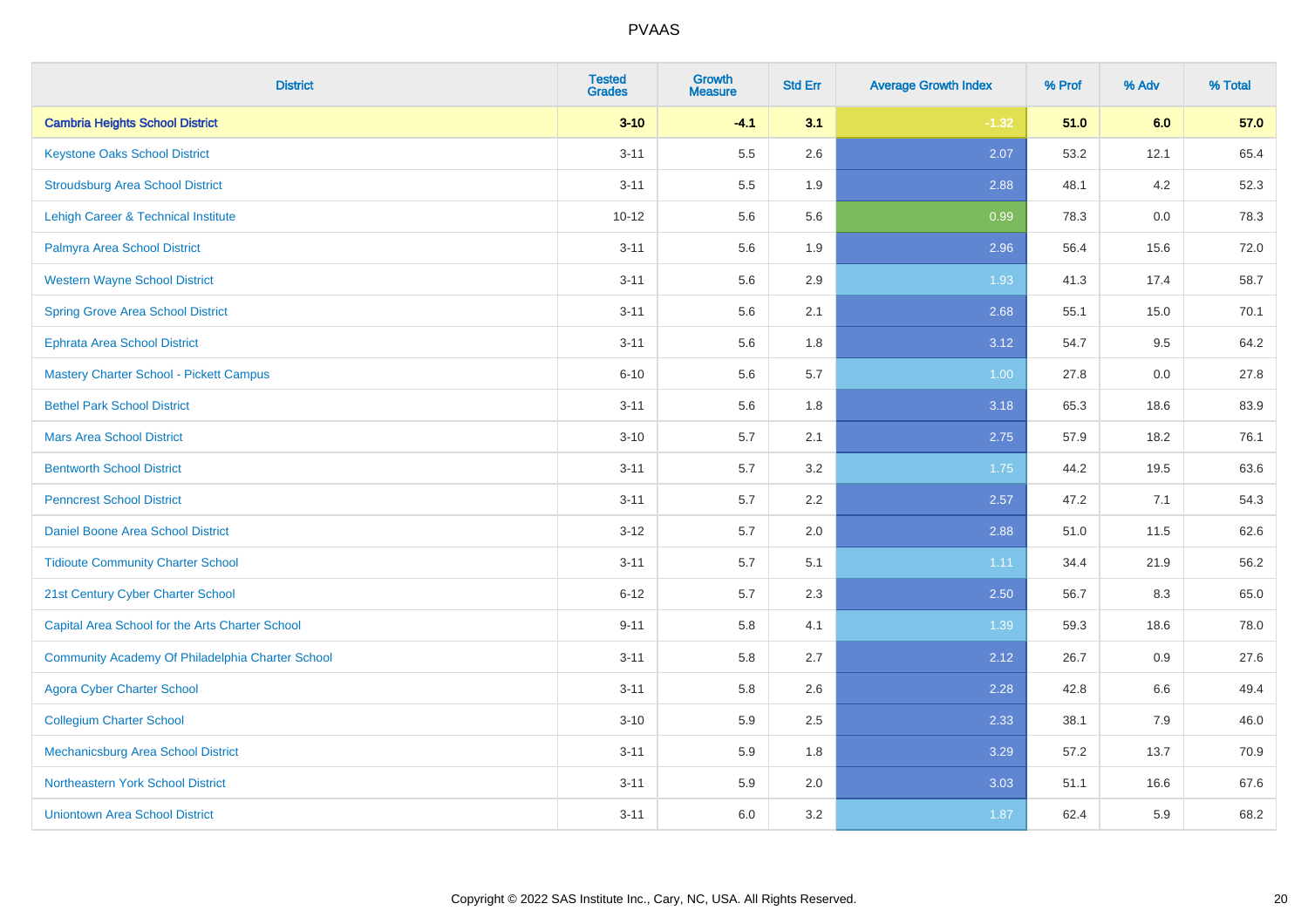# PVAAS

| District | Tested Grades | Growth Measure | Std Err | Average Growth Index | % Prof | % Adv | % Total |
|---|---|---|---|---|---|---|---|
| **Cambria Heights School District** | **3-10** | **-4.1** | **3.1** | **-1.32** | **51.0** | **6.0** | **57.0** |
| Keystone Oaks School District | 3-11 | 5.5 | 2.6 | 2.07 | 53.2 | 12.1 | 65.4 |
| Stroudsburg Area School District | 3-11 | 5.5 | 1.9 | 2.88 | 48.1 | 4.2 | 52.3 |
| Lehigh Career & Technical Institute | 10-12 | 5.6 | 5.6 | 0.99 | 78.3 | 0.0 | 78.3 |
| Palmyra Area School District | 3-11 | 5.6 | 1.9 | 2.96 | 56.4 | 15.6 | 72.0 |
| Western Wayne School District | 3-11 | 5.6 | 2.9 | 1.93 | 41.3 | 17.4 | 58.7 |
| Spring Grove Area School District | 3-11 | 5.6 | 2.1 | 2.68 | 55.1 | 15.0 | 70.1 |
| Ephrata Area School District | 3-11 | 5.6 | 1.8 | 3.12 | 54.7 | 9.5 | 64.2 |
| Mastery Charter School - Pickett Campus | 6-10 | 5.6 | 5.7 | 1.00 | 27.8 | 0.0 | 27.8 |
| Bethel Park School District | 3-11 | 5.6 | 1.8 | 3.18 | 65.3 | 18.6 | 83.9 |
| Mars Area School District | 3-10 | 5.7 | 2.1 | 2.75 | 57.9 | 18.2 | 76.1 |
| Bentworth School District | 3-11 | 5.7 | 3.2 | 1.75 | 44.2 | 19.5 | 63.6 |
| Penncrest School District | 3-11 | 5.7 | 2.2 | 2.57 | 47.2 | 7.1 | 54.3 |
| Daniel Boone Area School District | 3-12 | 5.7 | 2.0 | 2.88 | 51.0 | 11.5 | 62.6 |
| Tidioute Community Charter School | 3-11 | 5.7 | 5.1 | 1.11 | 34.4 | 21.9 | 56.2 |
| 21st Century Cyber Charter School | 6-12 | 5.7 | 2.3 | 2.50 | 56.7 | 8.3 | 65.0 |
| Capital Area School for the Arts Charter School | 9-11 | 5.8 | 4.1 | 1.39 | 59.3 | 18.6 | 78.0 |
| Community Academy Of Philadelphia Charter School | 3-11 | 5.8 | 2.7 | 2.12 | 26.7 | 0.9 | 27.6 |
| Agora Cyber Charter School | 3-11 | 5.8 | 2.6 | 2.28 | 42.8 | 6.6 | 49.4 |
| Collegium Charter School | 3-10 | 5.9 | 2.5 | 2.33 | 38.1 | 7.9 | 46.0 |
| Mechanicsburg Area School District | 3-11 | 5.9 | 1.8 | 3.29 | 57.2 | 13.7 | 70.9 |
| Northeastern York School District | 3-11 | 5.9 | 2.0 | 3.03 | 51.1 | 16.6 | 67.6 |
| Uniontown Area School District | 3-11 | 6.0 | 3.2 | 1.87 | 62.4 | 5.9 | 68.2 |

Copyright © 2022 SAS Institute Inc., Cary, NC, USA. All Rights Reserved.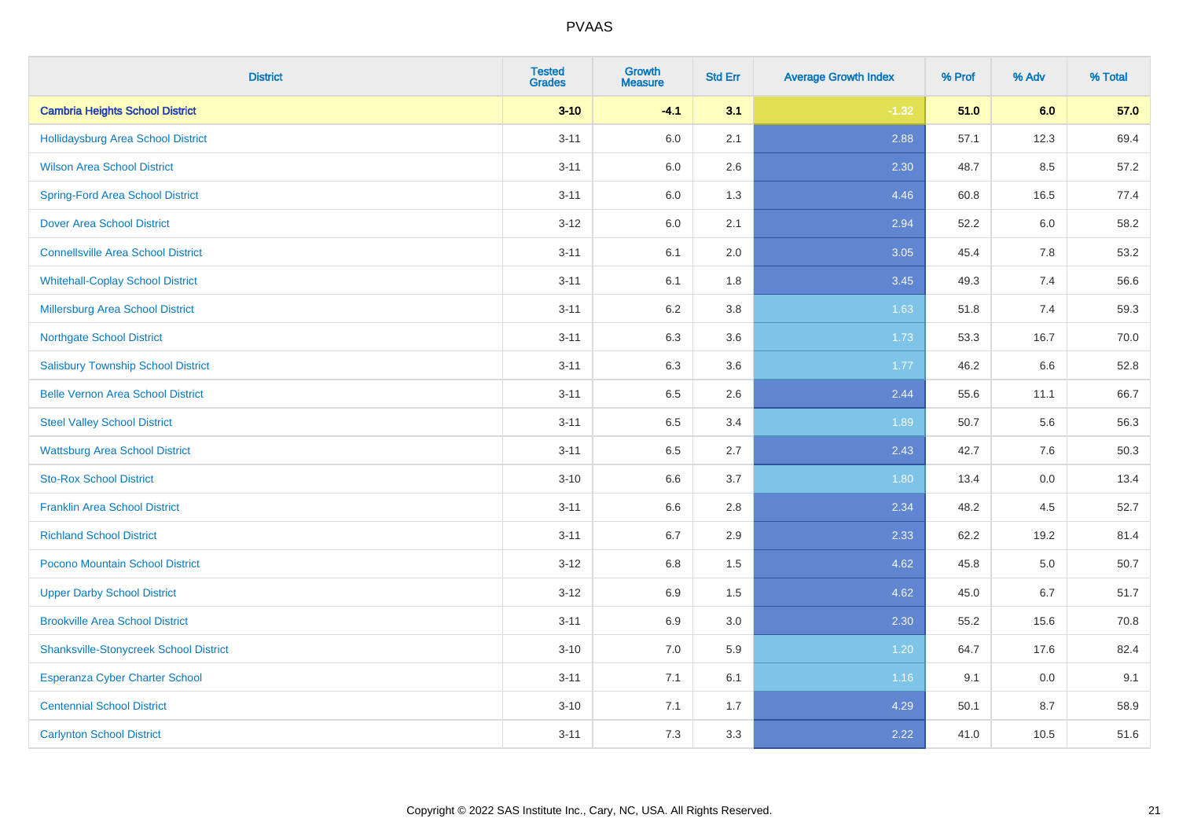# PVAAS

| District | Tested Grades | Growth Measure | Std Err | Average Growth Index | % Prof | % Adv | % Total |
|---|---|---|---|---|---|---|---|
| **Cambria Heights School District** | **3-10** | **-4.1** | **3.1** | **-1.32** | **51.0** | **6.0** | **57.0** |
| Hollidaysburg Area School District | 3-11 | 6.0 | 2.1 | 2.88 | 57.1 | 12.3 | 69.4 |
| Wilson Area School District | 3-11 | 6.0 | 2.6 | 2.30 | 48.7 | 8.5 | 57.2 |
| Spring-Ford Area School District | 3-11 | 6.0 | 1.3 | 4.46 | 60.8 | 16.5 | 77.4 |
| Dover Area School District | 3-12 | 6.0 | 2.1 | 2.94 | 52.2 | 6.0 | 58.2 |
| Connellsville Area School District | 3-11 | 6.1 | 2.0 | 3.05 | 45.4 | 7.8 | 53.2 |
| Whitehall-Coplay School District | 3-11 | 6.1 | 1.8 | 3.45 | 49.3 | 7.4 | 56.6 |
| Millersburg Area School District | 3-11 | 6.2 | 3.8 | 1.63 | 51.8 | 7.4 | 59.3 |
| Northgate School District | 3-11 | 6.3 | 3.6 | 1.73 | 53.3 | 16.7 | 70.0 |
| Salisbury Township School District | 3-11 | 6.3 | 3.6 | 1.77 | 46.2 | 6.6 | 52.8 |
| Belle Vernon Area School District | 3-11 | 6.5 | 2.6 | 2.44 | 55.6 | 11.1 | 66.7 |
| Steel Valley School District | 3-11 | 6.5 | 3.4 | 1.89 | 50.7 | 5.6 | 56.3 |
| Wattsburg Area School District | 3-11 | 6.5 | 2.7 | 2.43 | 42.7 | 7.6 | 50.3 |
| Sto-Rox School District | 3-10 | 6.6 | 3.7 | 1.80 | 13.4 | 0.0 | 13.4 |
| Franklin Area School District | 3-11 | 6.6 | 2.8 | 2.34 | 48.2 | 4.5 | 52.7 |
| Richland School District | 3-11 | 6.7 | 2.9 | 2.33 | 62.2 | 19.2 | 81.4 |
| Pocono Mountain School District | 3-12 | 6.8 | 1.5 | 4.62 | 45.8 | 5.0 | 50.7 |
| Upper Darby School District | 3-12 | 6.9 | 1.5 | 4.62 | 45.0 | 6.7 | 51.7 |
| Brookville Area School District | 3-11 | 6.9 | 3.0 | 2.30 | 55.2 | 15.6 | 70.8 |
| Shanksville-Stonycreek School District | 3-10 | 7.0 | 5.9 | 1.20 | 64.7 | 17.6 | 82.4 |
| Esperanza Cyber Charter School | 3-11 | 7.1 | 6.1 | 1.16 | 9.1 | 0.0 | 9.1 |
| Centennial School District | 3-10 | 7.1 | 1.7 | 4.29 | 50.1 | 8.7 | 58.9 |
| Carlynton School District | 3-11 | 7.3 | 3.3 | 2.22 | 41.0 | 10.5 | 51.6 |

Copyright © 2022 SAS Institute Inc., Cary, NC, USA. All Rights Reserved.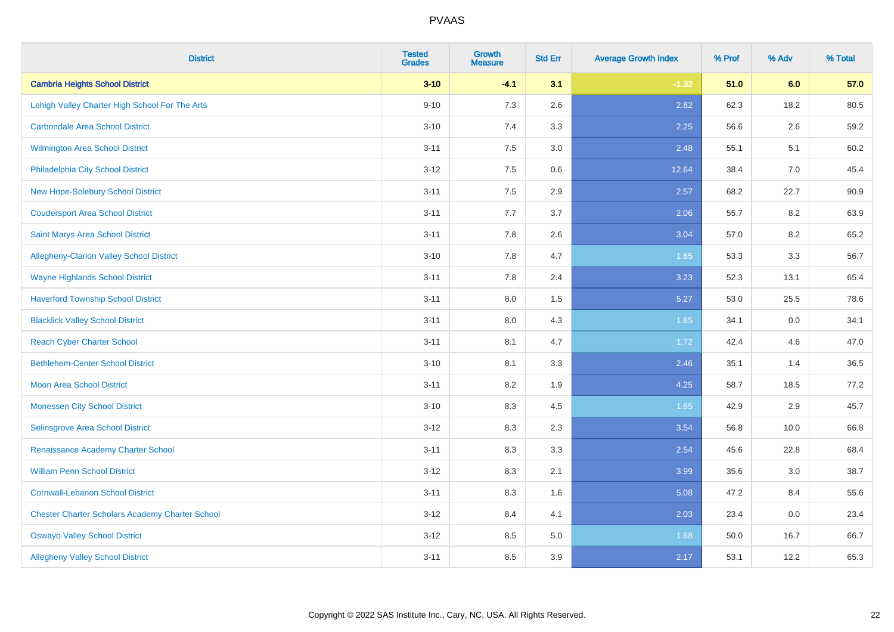PVAAS

| District | Tested Grades | Growth Measure | Std Err | Average Growth Index | % Prof | % Adv | % Total |
|---|---|---|---|---|---|---|---|
| **Cambria Heights School District** | **3-10** | **-4.1** | **3.1** | **-1.32** | **51.0** | **6.0** | **57.0** |
| Lehigh Valley Charter High School For The Arts | 9-10 | 7.3 | 2.6 | 2.82 | 62.3 | 18.2 | 80.5 |
| Carbondale Area School District | 3-10 | 7.4 | 3.3 | 2.25 | 56.6 | 2.6 | 59.2 |
| Wilmington Area School District | 3-11 | 7.5 | 3.0 | 2.48 | 55.1 | 5.1 | 60.2 |
| Philadelphia City School District | 3-12 | 7.5 | 0.6 | 12.64 | 38.4 | 7.0 | 45.4 |
| New Hope-Solebury School District | 3-11 | 7.5 | 2.9 | 2.57 | 68.2 | 22.7 | 90.9 |
| Coudersport Area School District | 3-11 | 7.7 | 3.7 | 2.06 | 55.7 | 8.2 | 63.9 |
| Saint Marys Area School District | 3-11 | 7.8 | 2.6 | 3.04 | 57.0 | 8.2 | 65.2 |
| Allegheny-Clarion Valley School District | 3-10 | 7.8 | 4.7 | 1.65 | 53.3 | 3.3 | 56.7 |
| Wayne Highlands School District | 3-11 | 7.8 | 2.4 | 3.23 | 52.3 | 13.1 | 65.4 |
| Haverford Township School District | 3-11 | 8.0 | 1.5 | 5.27 | 53.0 | 25.5 | 78.6 |
| Blacklick Valley School District | 3-11 | 8.0 | 4.3 | 1.85 | 34.1 | 0.0 | 34.1 |
| Reach Cyber Charter School | 3-11 | 8.1 | 4.7 | 1.72 | 42.4 | 4.6 | 47.0 |
| Bethlehem-Center School District | 3-10 | 8.1 | 3.3 | 2.46 | 35.1 | 1.4 | 36.5 |
| Moon Area School District | 3-11 | 8.2 | 1.9 | 4.25 | 58.7 | 18.5 | 77.2 |
| Monessen City School District | 3-10 | 8.3 | 4.5 | 1.85 | 42.9 | 2.9 | 45.7 |
| Selinsgrove Area School District | 3-12 | 8.3 | 2.3 | 3.54 | 56.8 | 10.0 | 66.8 |
| Renaissance Academy Charter School | 3-11 | 8.3 | 3.3 | 2.54 | 45.6 | 22.8 | 68.4 |
| William Penn School District | 3-12 | 8.3 | 2.1 | 3.99 | 35.6 | 3.0 | 38.7 |
| Cornwall-Lebanon School District | 3-11 | 8.3 | 1.6 | 5.08 | 47.2 | 8.4 | 55.6 |
| Chester Charter Scholars Academy Charter School | 3-12 | 8.4 | 4.1 | 2.03 | 23.4 | 0.0 | 23.4 |
| Oswayo Valley School District | 3-12 | 8.5 | 5.0 | 1.68 | 50.0 | 16.7 | 66.7 |
| Allegheny Valley School District | 3-11 | 8.5 | 3.9 | 2.17 | 53.1 | 12.2 | 65.3 |

Copyright © 2022 SAS Institute Inc., Cary, NC, USA. All Rights Reserved.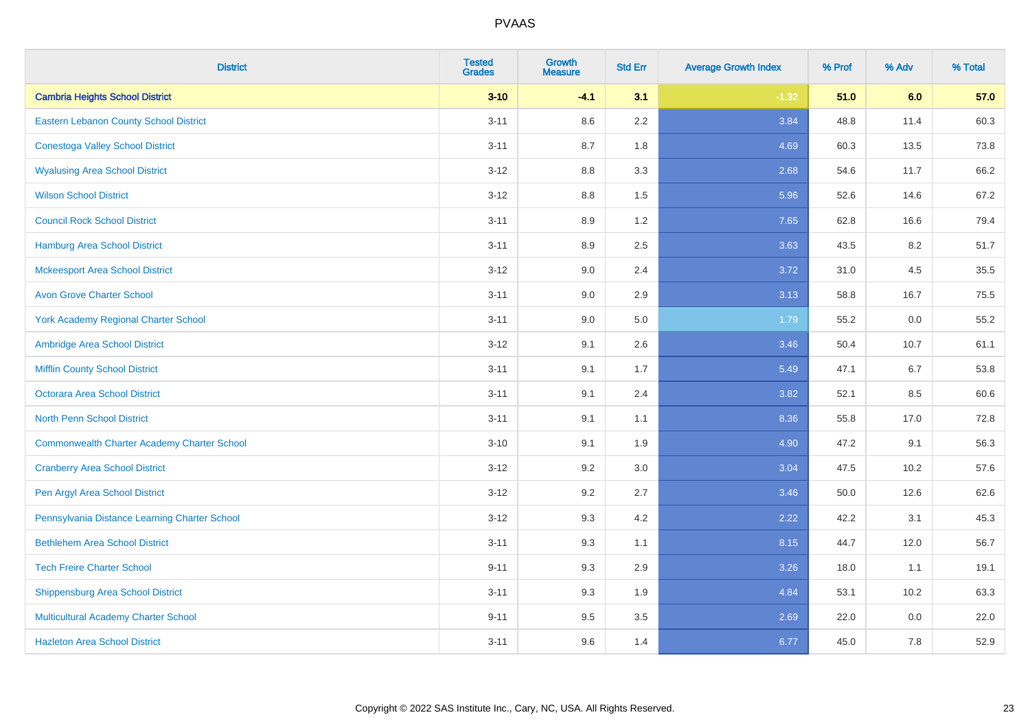PVAAS

| District | Tested Grades | Growth Measure | Std Err | Average Growth Index | % Prof | % Adv | % Total |
|---|---|---|---|---|---|---|---|
| **Cambria Heights School District** | **3-10** | **-4.1** | **3.1** | **-1.32** | **51.0** | **6.0** | **57.0** |
| Eastern Lebanon County School District | 3-11 | 8.6 | 2.2 | 3.84 | 48.8 | 11.4 | 60.3 |
| Conestoga Valley School District | 3-11 | 8.7 | 1.8 | 4.69 | 60.3 | 13.5 | 73.8 |
| Wyalusing Area School District | 3-12 | 8.8 | 3.3 | 2.68 | 54.6 | 11.7 | 66.2 |
| Wilson School District | 3-12 | 8.8 | 1.5 | 5.96 | 52.6 | 14.6 | 67.2 |
| Council Rock School District | 3-11 | 8.9 | 1.2 | 7.65 | 62.8 | 16.6 | 79.4 |
| Hamburg Area School District | 3-11 | 8.9 | 2.5 | 3.63 | 43.5 | 8.2 | 51.7 |
| Mckeesport Area School District | 3-12 | 9.0 | 2.4 | 3.72 | 31.0 | 4.5 | 35.5 |
| Avon Grove Charter School | 3-11 | 9.0 | 2.9 | 3.13 | 58.8 | 16.7 | 75.5 |
| York Academy Regional Charter School | 3-11 | 9.0 | 5.0 | 1.79 | 55.2 | 0.0 | 55.2 |
| Ambridge Area School District | 3-12 | 9.1 | 2.6 | 3.46 | 50.4 | 10.7 | 61.1 |
| Mifflin County School District | 3-11 | 9.1 | 1.7 | 5.49 | 47.1 | 6.7 | 53.8 |
| Octorara Area School District | 3-11 | 9.1 | 2.4 | 3.82 | 52.1 | 8.5 | 60.6 |
| North Penn School District | 3-11 | 9.1 | 1.1 | 8.36 | 55.8 | 17.0 | 72.8 |
| Commonwealth Charter Academy Charter School | 3-10 | 9.1 | 1.9 | 4.90 | 47.2 | 9.1 | 56.3 |
| Cranberry Area School District | 3-12 | 9.2 | 3.0 | 3.04 | 47.5 | 10.2 | 57.6 |
| Pen Argyl Area School District | 3-12 | 9.2 | 2.7 | 3.46 | 50.0 | 12.6 | 62.6 |
| Pennsylvania Distance Learning Charter School | 3-12 | 9.3 | 4.2 | 2.22 | 42.2 | 3.1 | 45.3 |
| Bethlehem Area School District | 3-11 | 9.3 | 1.1 | 8.15 | 44.7 | 12.0 | 56.7 |
| Tech Freire Charter School | 9-11 | 9.3 | 2.9 | 3.26 | 18.0 | 1.1 | 19.1 |
| Shippensburg Area School District | 3-11 | 9.3 | 1.9 | 4.84 | 53.1 | 10.2 | 63.3 |
| Multicultural Academy Charter School | 9-11 | 9.5 | 3.5 | 2.69 | 22.0 | 0.0 | 22.0 |
| Hazleton Area School District | 3-11 | 9.6 | 1.4 | 6.77 | 45.0 | 7.8 | 52.9 |

Copyright © 2022 SAS Institute Inc., Cary, NC, USA. All Rights Reserved.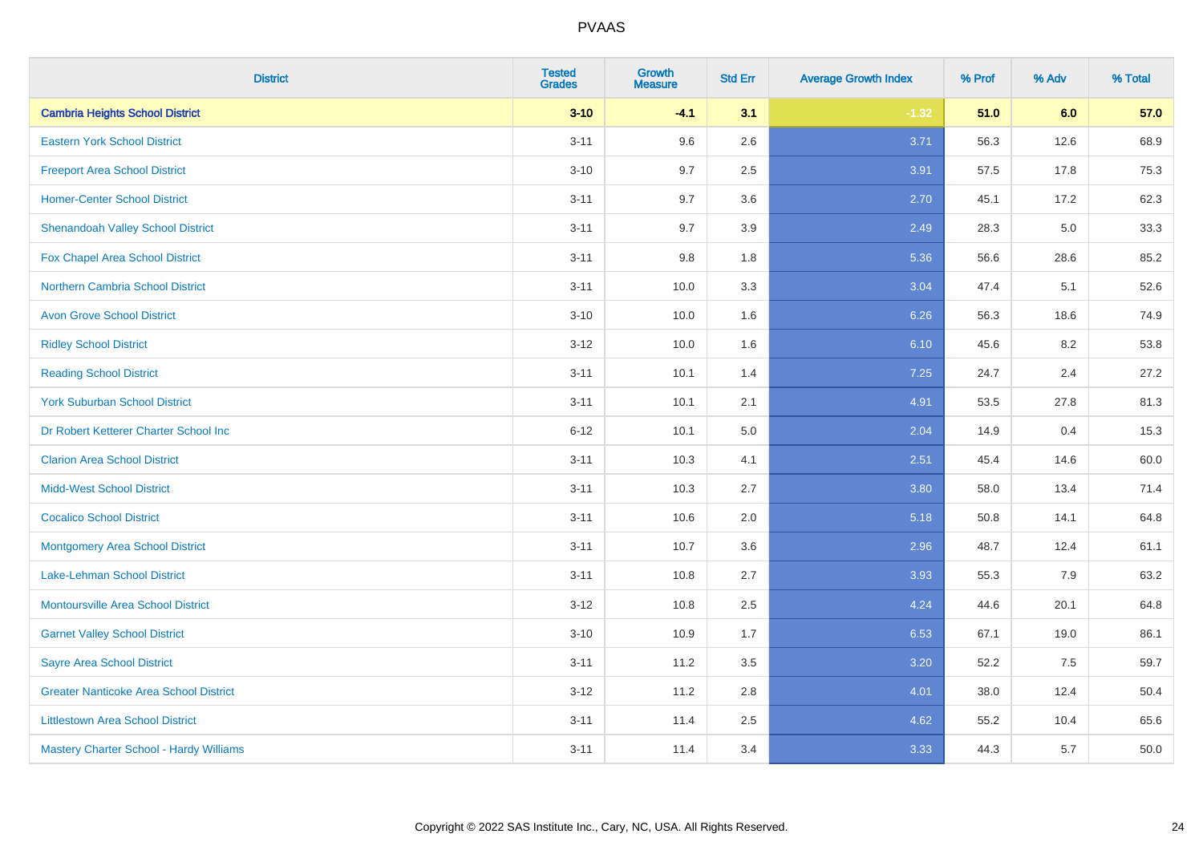PVAAS

| District | Tested Grades | Growth Measure | Std Err | Average Growth Index | % Prof | % Adv | % Total |
|---|---|---|---|---|---|---|---|
| **Cambria Heights School District** | **3-10** | **-4.1** | **3.1** | **-1.32** | **51.0** | **6.0** | **57.0** |
| Eastern York School District | 3-11 | 9.6 | 2.6 | 3.71 | 56.3 | 12.6 | 68.9 |
| Freeport Area School District | 3-10 | 9.7 | 2.5 | 3.91 | 57.5 | 17.8 | 75.3 |
| Homer-Center School District | 3-11 | 9.7 | 3.6 | 2.70 | 45.1 | 17.2 | 62.3 |
| Shenandoah Valley School District | 3-11 | 9.7 | 3.9 | 2.49 | 28.3 | 5.0 | 33.3 |
| Fox Chapel Area School District | 3-11 | 9.8 | 1.8 | 5.36 | 56.6 | 28.6 | 85.2 |
| Northern Cambria School District | 3-11 | 10.0 | 3.3 | 3.04 | 47.4 | 5.1 | 52.6 |
| Avon Grove School District | 3-10 | 10.0 | 1.6 | 6.26 | 56.3 | 18.6 | 74.9 |
| Ridley School District | 3-12 | 10.0 | 1.6 | 6.10 | 45.6 | 8.2 | 53.8 |
| Reading School District | 3-11 | 10.1 | 1.4 | 7.25 | 24.7 | 2.4 | 27.2 |
| York Suburban School District | 3-11 | 10.1 | 2.1 | 4.91 | 53.5 | 27.8 | 81.3 |
| Dr Robert Ketterer Charter School Inc | 6-12 | 10.1 | 5.0 | 2.04 | 14.9 | 0.4 | 15.3 |
| Clarion Area School District | 3-11 | 10.3 | 4.1 | 2.51 | 45.4 | 14.6 | 60.0 |
| Midd-West School District | 3-11 | 10.3 | 2.7 | 3.80 | 58.0 | 13.4 | 71.4 |
| Cocalico School District | 3-11 | 10.6 | 2.0 | 5.18 | 50.8 | 14.1 | 64.8 |
| Montgomery Area School District | 3-11 | 10.7 | 3.6 | 2.96 | 48.7 | 12.4 | 61.1 |
| Lake-Lehman School District | 3-11 | 10.8 | 2.7 | 3.93 | 55.3 | 7.9 | 63.2 |
| Montoursville Area School District | 3-12 | 10.8 | 2.5 | 4.24 | 44.6 | 20.1 | 64.8 |
| Garnet Valley School District | 3-10 | 10.9 | 1.7 | 6.53 | 67.1 | 19.0 | 86.1 |
| Sayre Area School District | 3-11 | 11.2 | 3.5 | 3.20 | 52.2 | 7.5 | 59.7 |
| Greater Nanticoke Area School District | 3-12 | 11.2 | 2.8 | 4.01 | 38.0 | 12.4 | 50.4 |
| Littlestown Area School District | 3-11 | 11.4 | 2.5 | 4.62 | 55.2 | 10.4 | 65.6 |
| Mastery Charter School - Hardy Williams | 3-11 | 11.4 | 3.4 | 3.33 | 44.3 | 5.7 | 50.0 |

Copyright © 2022 SAS Institute Inc., Cary, NC, USA. All Rights Reserved.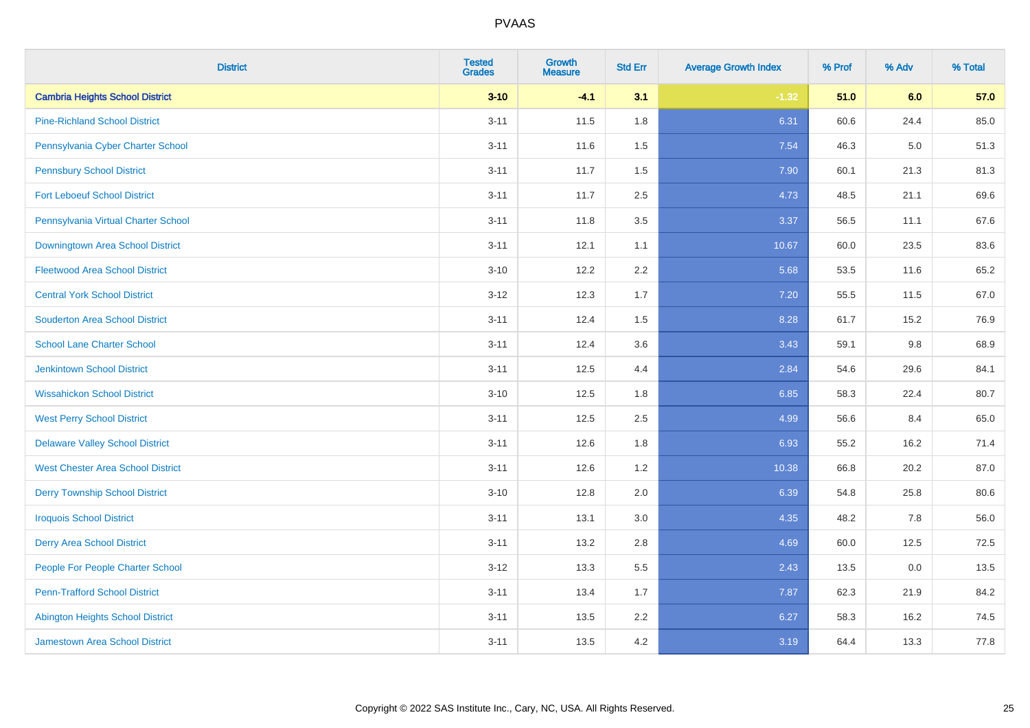# PVAAS

| District | Tested Grades | Growth Measure | Std Err | Average Growth Index | % Prof | % Adv | % Total |
|---|---|---|---|---|---|---|---|
| **Cambria Heights School District** | **3-10** | **-4.1** | **3.1** | **-1.32** | **51.0** | **6.0** | **57.0** |
| Pine-Richland School District | 3-11 | 11.5 | 1.8 | 6.31 | 60.6 | 24.4 | 85.0 |
| Pennsylvania Cyber Charter School | 3-11 | 11.6 | 1.5 | 7.54 | 46.3 | 5.0 | 51.3 |
| Pennsbury School District | 3-11 | 11.7 | 1.5 | 7.90 | 60.1 | 21.3 | 81.3 |
| Fort Leboeuf School District | 3-11 | 11.7 | 2.5 | 4.73 | 48.5 | 21.1 | 69.6 |
| Pennsylvania Virtual Charter School | 3-11 | 11.8 | 3.5 | 3.37 | 56.5 | 11.1 | 67.6 |
| Downingtown Area School District | 3-11 | 12.1 | 1.1 | 10.67 | 60.0 | 23.5 | 83.6 |
| Fleetwood Area School District | 3-10 | 12.2 | 2.2 | 5.68 | 53.5 | 11.6 | 65.2 |
| Central York School District | 3-12 | 12.3 | 1.7 | 7.20 | 55.5 | 11.5 | 67.0 |
| Souderton Area School District | 3-11 | 12.4 | 1.5 | 8.28 | 61.7 | 15.2 | 76.9 |
| School Lane Charter School | 3-11 | 12.4 | 3.6 | 3.43 | 59.1 | 9.8 | 68.9 |
| Jenkintown School District | 3-11 | 12.5 | 4.4 | 2.84 | 54.6 | 29.6 | 84.1 |
| Wissahickon School District | 3-10 | 12.5 | 1.8 | 6.85 | 58.3 | 22.4 | 80.7 |
| West Perry School District | 3-11 | 12.5 | 2.5 | 4.99 | 56.6 | 8.4 | 65.0 |
| Delaware Valley School District | 3-11 | 12.6 | 1.8 | 6.93 | 55.2 | 16.2 | 71.4 |
| West Chester Area School District | 3-11 | 12.6 | 1.2 | 10.38 | 66.8 | 20.2 | 87.0 |
| Derry Township School District | 3-10 | 12.8 | 2.0 | 6.39 | 54.8 | 25.8 | 80.6 |
| Iroquois School District | 3-11 | 13.1 | 3.0 | 4.35 | 48.2 | 7.8 | 56.0 |
| Derry Area School District | 3-11 | 13.2 | 2.8 | 4.69 | 60.0 | 12.5 | 72.5 |
| People For People Charter School | 3-12 | 13.3 | 5.5 | 2.43 | 13.5 | 0.0 | 13.5 |
| Penn-Trafford School District | 3-11 | 13.4 | 1.7 | 7.87 | 62.3 | 21.9 | 84.2 |
| Abington Heights School District | 3-11 | 13.5 | 2.2 | 6.27 | 58.3 | 16.2 | 74.5 |
| Jamestown Area School District | 3-11 | 13.5 | 4.2 | 3.19 | 64.4 | 13.3 | 77.8 |

Copyright © 2022 SAS Institute Inc., Cary, NC, USA. All Rights Reserved.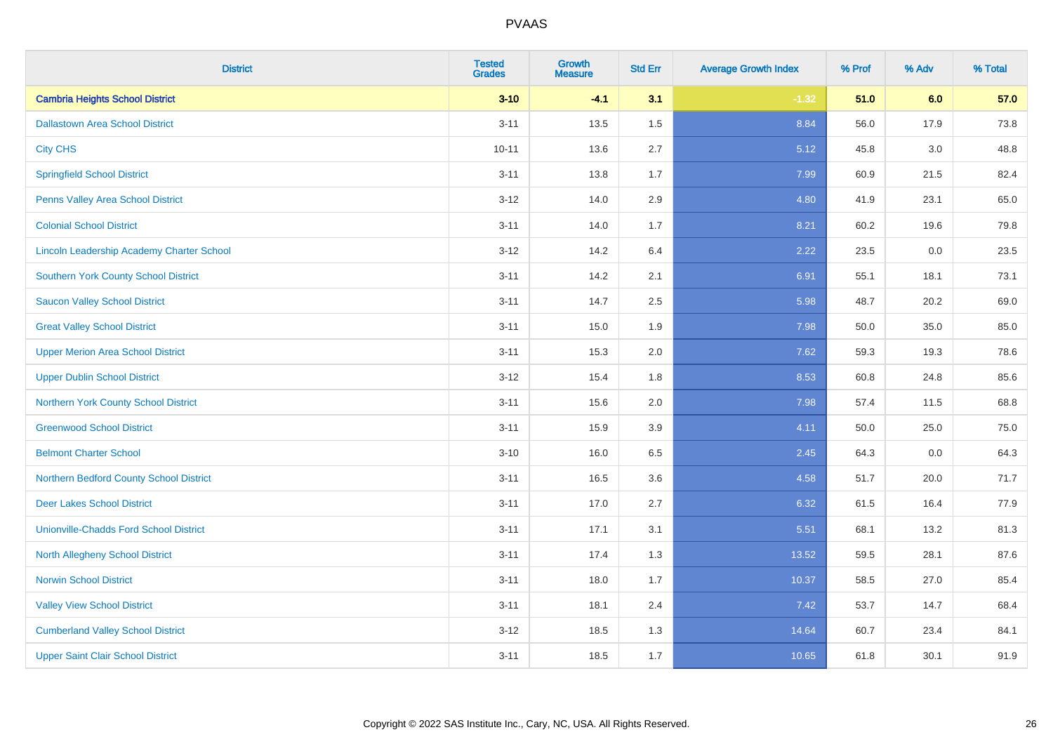| District | Tested Grades | Growth Measure | Std Err | Average Growth Index | % Prof | % Adv | % Total |
|---|---|---|---|---|---|---|---|
| **Cambria Heights School District** | **3-10** | **-4.1** | **3.1** | **-1.32** | **51.0** | **6.0** | **57.0** |
| Dallastown Area School District | 3-11 | 13.5 | 1.5 | 8.84 | 56.0 | 17.9 | 73.8 |
| City CHS | 10-11 | 13.6 | 2.7 | 5.12 | 45.8 | 3.0 | 48.8 |
| Springfield School District | 3-11 | 13.8 | 1.7 | 7.99 | 60.9 | 21.5 | 82.4 |
| Penns Valley Area School District | 3-12 | 14.0 | 2.9 | 4.80 | 41.9 | 23.1 | 65.0 |
| Colonial School District | 3-11 | 14.0 | 1.7 | 8.21 | 60.2 | 19.6 | 79.8 |
| Lincoln Leadership Academy Charter School | 3-12 | 14.2 | 6.4 | 2.22 | 23.5 | 0.0 | 23.5 |
| Southern York County School District | 3-11 | 14.2 | 2.1 | 6.91 | 55.1 | 18.1 | 73.1 |
| Saucon Valley School District | 3-11 | 14.7 | 2.5 | 5.98 | 48.7 | 20.2 | 69.0 |
| Great Valley School District | 3-11 | 15.0 | 1.9 | 7.98 | 50.0 | 35.0 | 85.0 |
| Upper Merion Area School District | 3-11 | 15.3 | 2.0 | 7.62 | 59.3 | 19.3 | 78.6 |
| Upper Dublin School District | 3-12 | 15.4 | 1.8 | 8.53 | 60.8 | 24.8 | 85.6 |
| Northern York County School District | 3-11 | 15.6 | 2.0 | 7.98 | 57.4 | 11.5 | 68.8 |
| Greenwood School District | 3-11 | 15.9 | 3.9 | 4.11 | 50.0 | 25.0 | 75.0 |
| Belmont Charter School | 3-10 | 16.0 | 6.5 | 2.45 | 64.3 | 0.0 | 64.3 |
| Northern Bedford County School District | 3-11 | 16.5 | 3.6 | 4.58 | 51.7 | 20.0 | 71.7 |
| Deer Lakes School District | 3-11 | 17.0 | 2.7 | 6.32 | 61.5 | 16.4 | 77.9 |
| Unionville-Chadds Ford School District | 3-11 | 17.1 | 3.1 | 5.51 | 68.1 | 13.2 | 81.3 |
| North Allegheny School District | 3-11 | 17.4 | 1.3 | 13.52 | 59.5 | 28.1 | 87.6 |
| Norwin School District | 3-11 | 18.0 | 1.7 | 10.37 | 58.5 | 27.0 | 85.4 |
| Valley View School District | 3-11 | 18.1 | 2.4 | 7.42 | 53.7 | 14.7 | 68.4 |
| Cumberland Valley School District | 3-12 | 18.5 | 1.3 | 14.64 | 60.7 | 23.4 | 84.1 |
| Upper Saint Clair School District | 3-11 | 18.5 | 1.7 | 10.65 | 61.8 | 30.1 | 91.9 |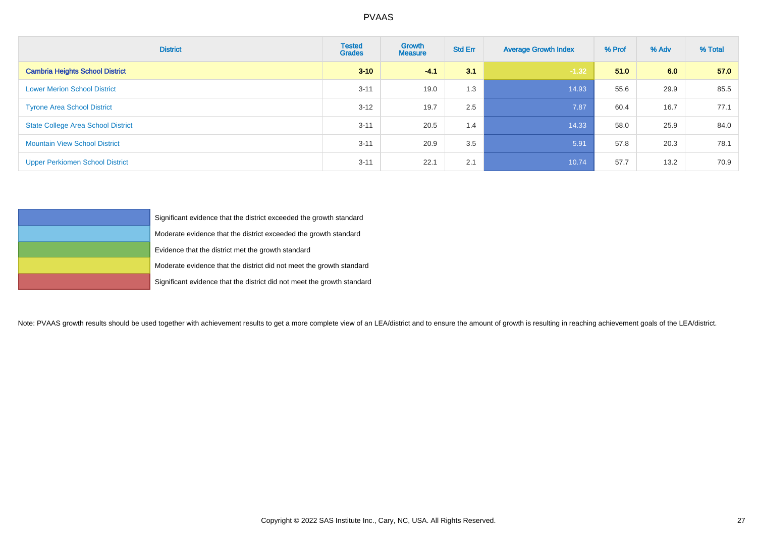# PVAAS

| District | Tested Grades | Growth Measure | Std Err | Average Growth Index | % Prof | % Adv | % Total |
|---|---|---|---|---|---|---|---|
| **Cambria Heights School District** | **3-10** | **-4.1** | **3.1** | **-1.32** | **51.0** | **6.0** | **57.0** |
| Lower Merion School District | 3-11 | 19.0 | 1.3 | 14.93 | 55.6 | 29.9 | 85.5 |
| Tyrone Area School District | 3-12 | 19.7 | 2.5 | 7.87 | 60.4 | 16.7 | 77.1 |
| State College Area School District | 3-11 | 20.5 | 1.4 | 14.33 | 58.0 | 25.9 | 84.0 |
| Mountain View School District | 3-11 | 20.9 | 3.5 | 5.91 | 57.8 | 20.3 | 78.1 |
| Upper Perkiomen School District | 3-11 | 22.1 | 2.1 | 10.74 | 57.7 | 13.2 | 70.9 |

| | |
|---|---|
| (dark blue) | Significant evidence that the district exceeded the growth standard |
| (light blue) | Moderate evidence that the district exceeded the growth standard |
| (green) | Evidence that the district met the growth standard |
| (yellow) | Moderate evidence that the district did not meet the growth standard |
| (red) | Significant evidence that the district did not meet the growth standard |

Note: PVAAS growth results should be used together with achievement results to get a more complete view of an LEA/district and to ensure the amount of growth is resulting in reaching achievement goals of the LEA/district.

Copyright © 2022 SAS Institute Inc., Cary, NC, USA. All Rights Reserved.